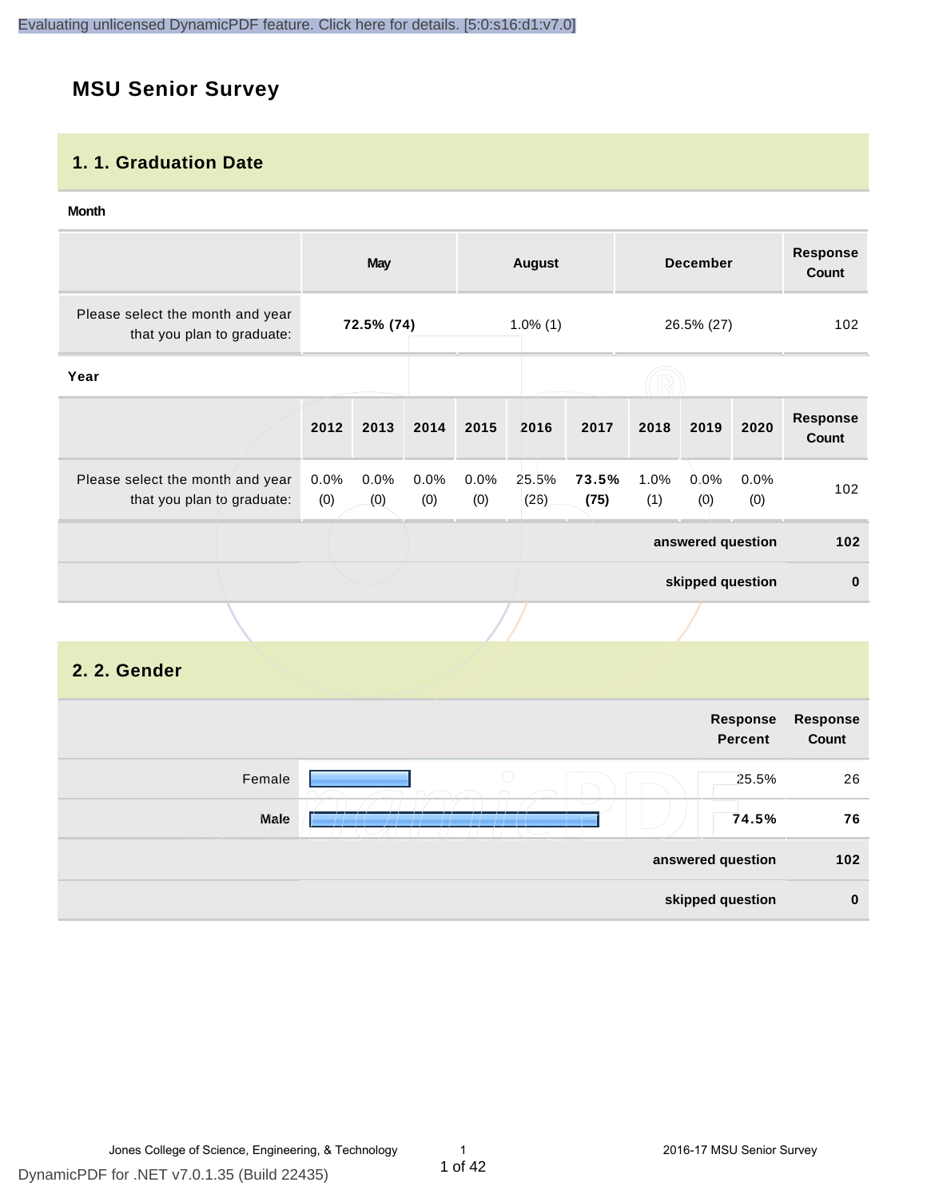## MSU Senior Survey

### 1. 1. Graduation Date

**Month**

| | May | August | December | Response Count |
|---|---|---|---|---|
| Please select the month and year that you plan to graduate: | **72.5% (74)** | 1.0% (1) | 26.5% (27) | 102 |

**Year**

| | 2012 | 2013 | 2014 | 2015 | 2016 | 2017 | 2018 | 2019 | 2020 | Response Count |
|---|---|---|---|---|---|---|---|---|---|---|
| Please select the month and year that you plan to graduate: | 0.0% (0) | 0.0% (0) | 0.0% (0) | 0.0% (0) | 25.5% (26) | **73.5% (75)** | 1.0% (1) | 0.0% (0) | 0.0% (0) | 102 |
| | | | | | | | | | **answered question** | **102** |
| | | | | | | | | | **skipped question** | **0** |

### 2. 2. Gender

| | Response Percent | Response Count |
|---|---|---|
| Female | 25.5% | 26 |
| **Male** | **74.5%** | **76** |
| **answered question** | | **102** |
| **skipped question** | | **0** |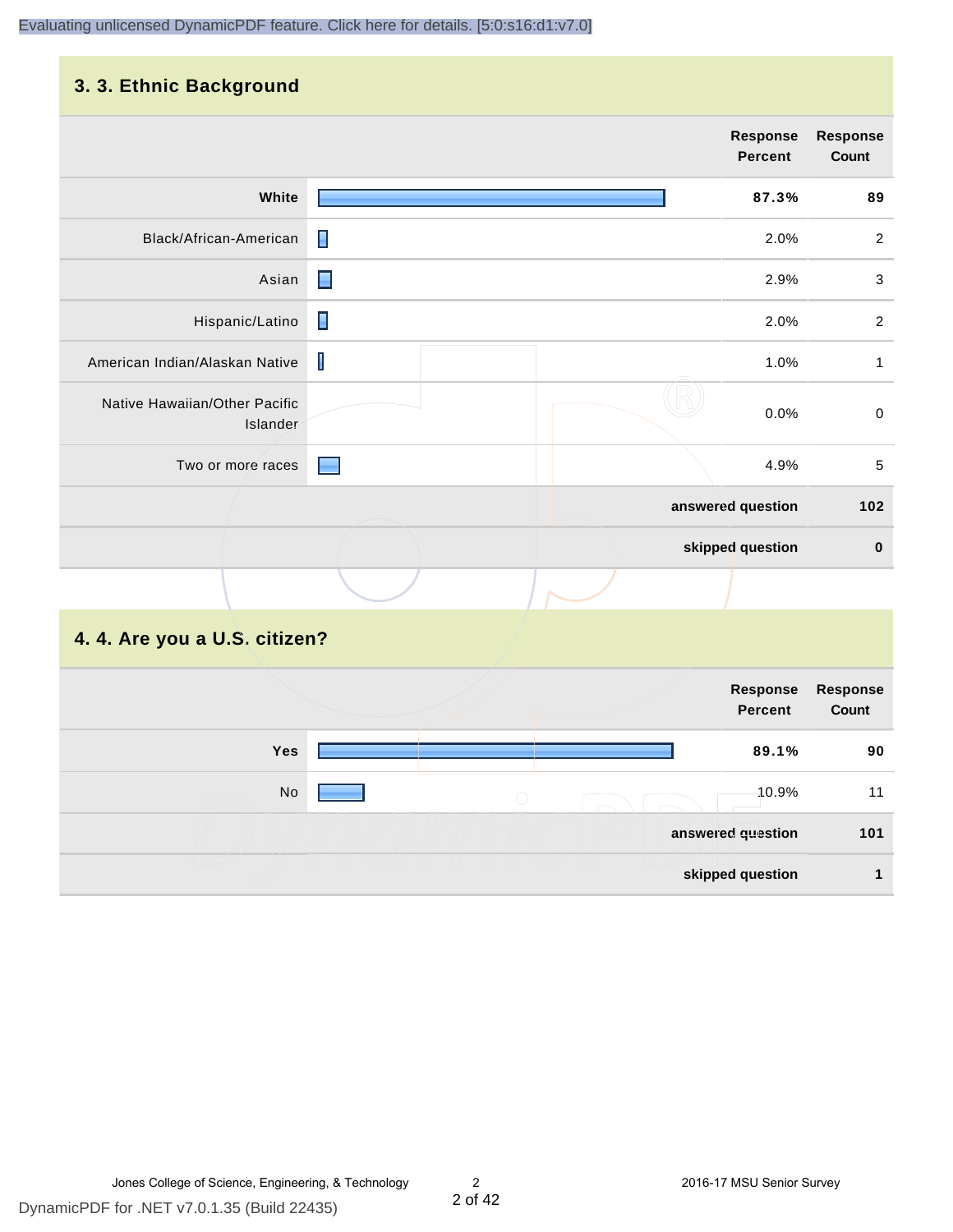## 3. 3. Ethnic Background

| | Response Percent | Response Count |
|---|---|---|
| **White** | **87.3%** | **89** |
| Black/African-American | 2.0% | 2 |
| Asian | 2.9% | 3 |
| Hispanic/Latino | 2.0% | 2 |
| American Indian/Alaskan Native | 1.0% | 1 |
| Native Hawaiian/Other Pacific Islander | 0.0% | 0 |
| Two or more races | 4.9% | 5 |
| | **answered question** | **102** |
| | **skipped question** | **0** |

## 4. 4. Are you a U.S. citizen?

| | Response Percent | Response Count |
|---|---|---|
| **Yes** | **89.1%** | **90** |
| No | 10.9% | 11 |
| | **answered question** | **101** |
| | **skipped question** | **1** |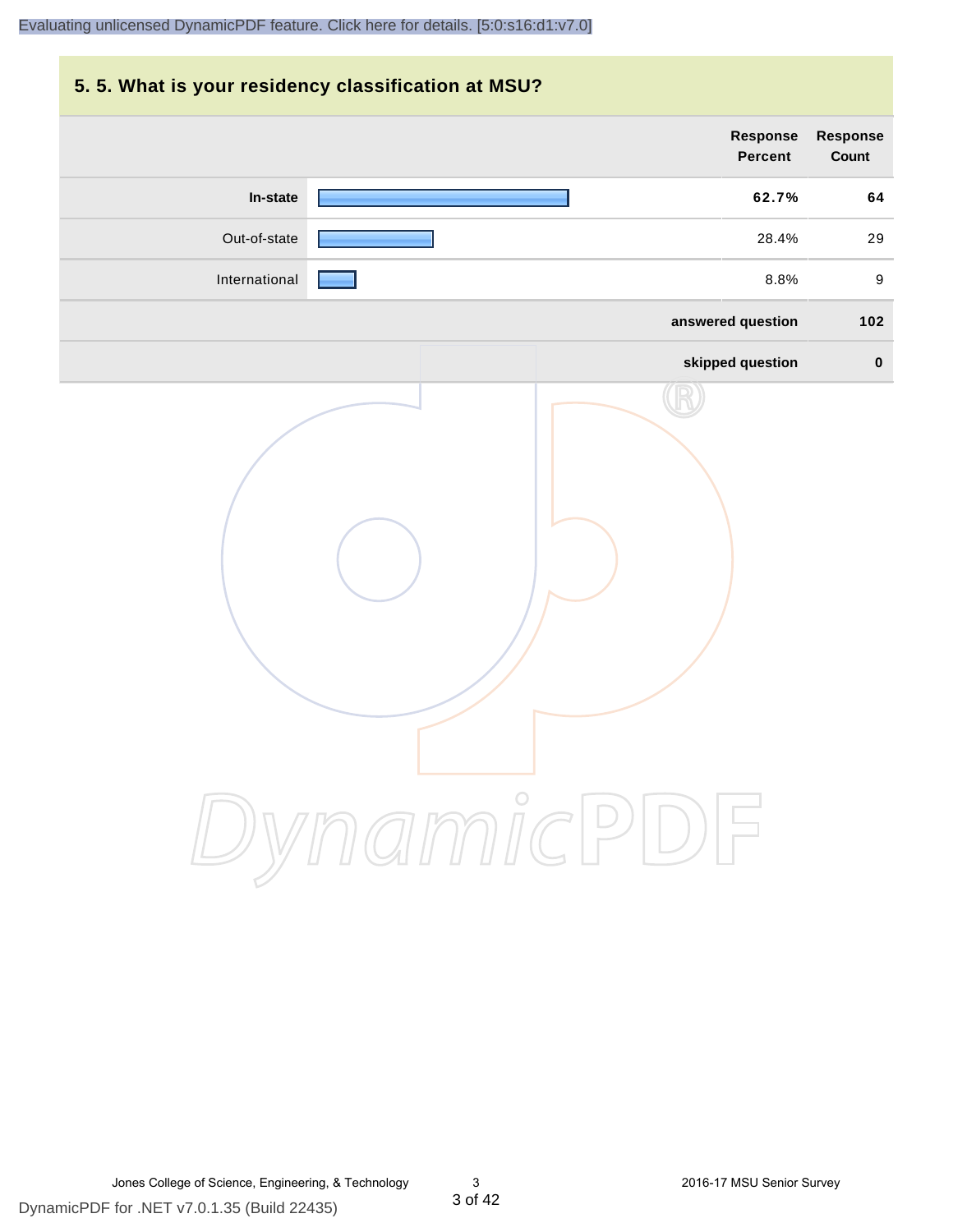## 5. 5. What is your residency classification at MSU?

| | Response Percent | Response Count |
|---|---|---|
| **In-state** | **62.7%** | **64** |
| Out-of-state | 28.4% | 29 |
| International | 8.8% | 9 |
| | **answered question** | **102** |
| | **skipped question** | **0** |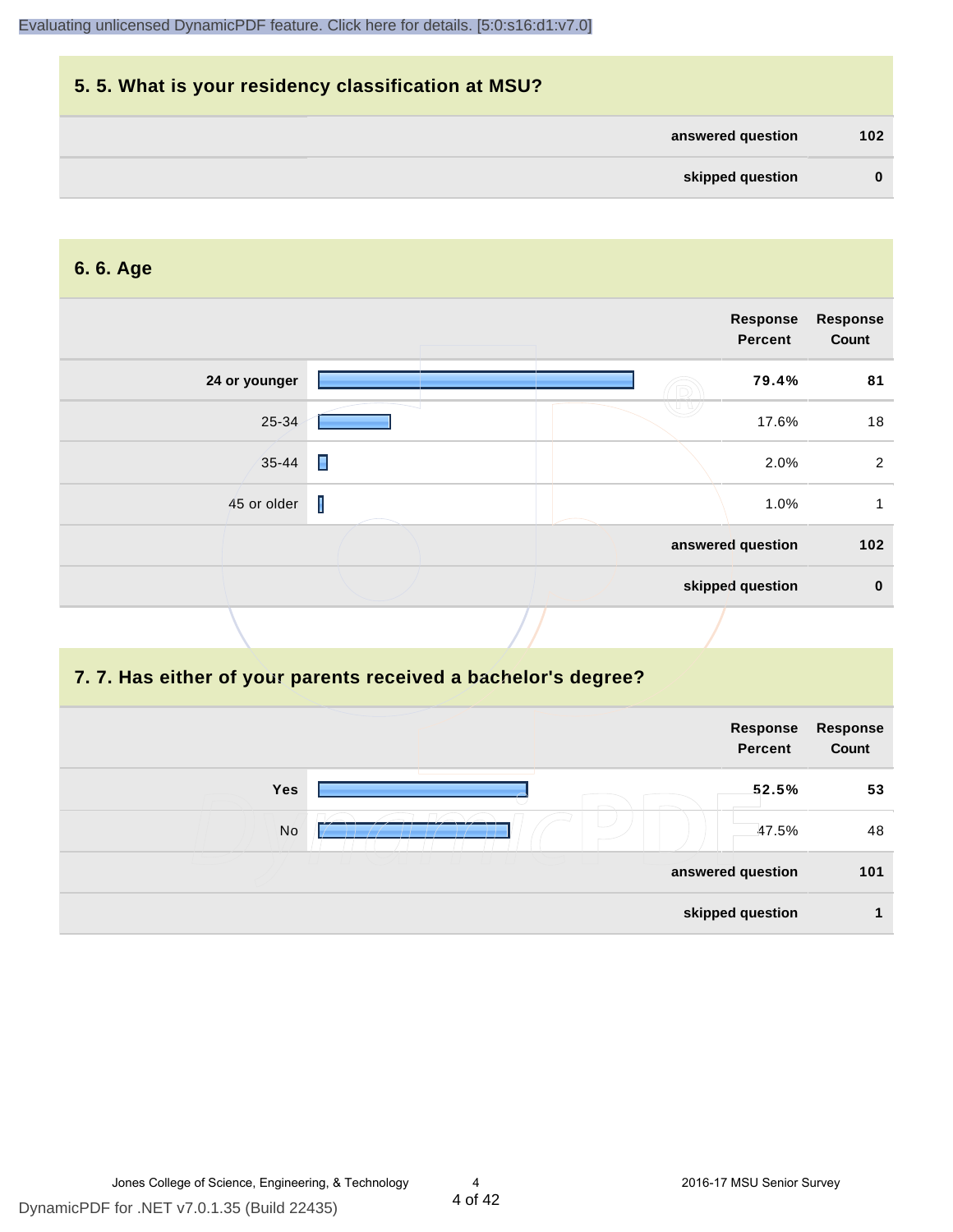## 5. 5. What is your residency classification at MSU?

| | |
|---|---|
| answered question | 102 |
| skipped question | 0 |

## 6. 6. Age

| | Response Percent | Response Count |
|---|---|---|
| 24 or younger | 79.4% | 81 |
| 25-34 | 17.6% | 18 |
| 35-44 | 2.0% | 2 |
| 45 or older | 1.0% | 1 |
| answered question | | 102 |
| skipped question | | 0 |

## 7. 7. Has either of your parents received a bachelor's degree?

| | Response Percent | Response Count |
|---|---|---|
| Yes | 52.5% | 53 |
| No | 47.5% | 48 |
| answered question | | 101 |
| skipped question | | 1 |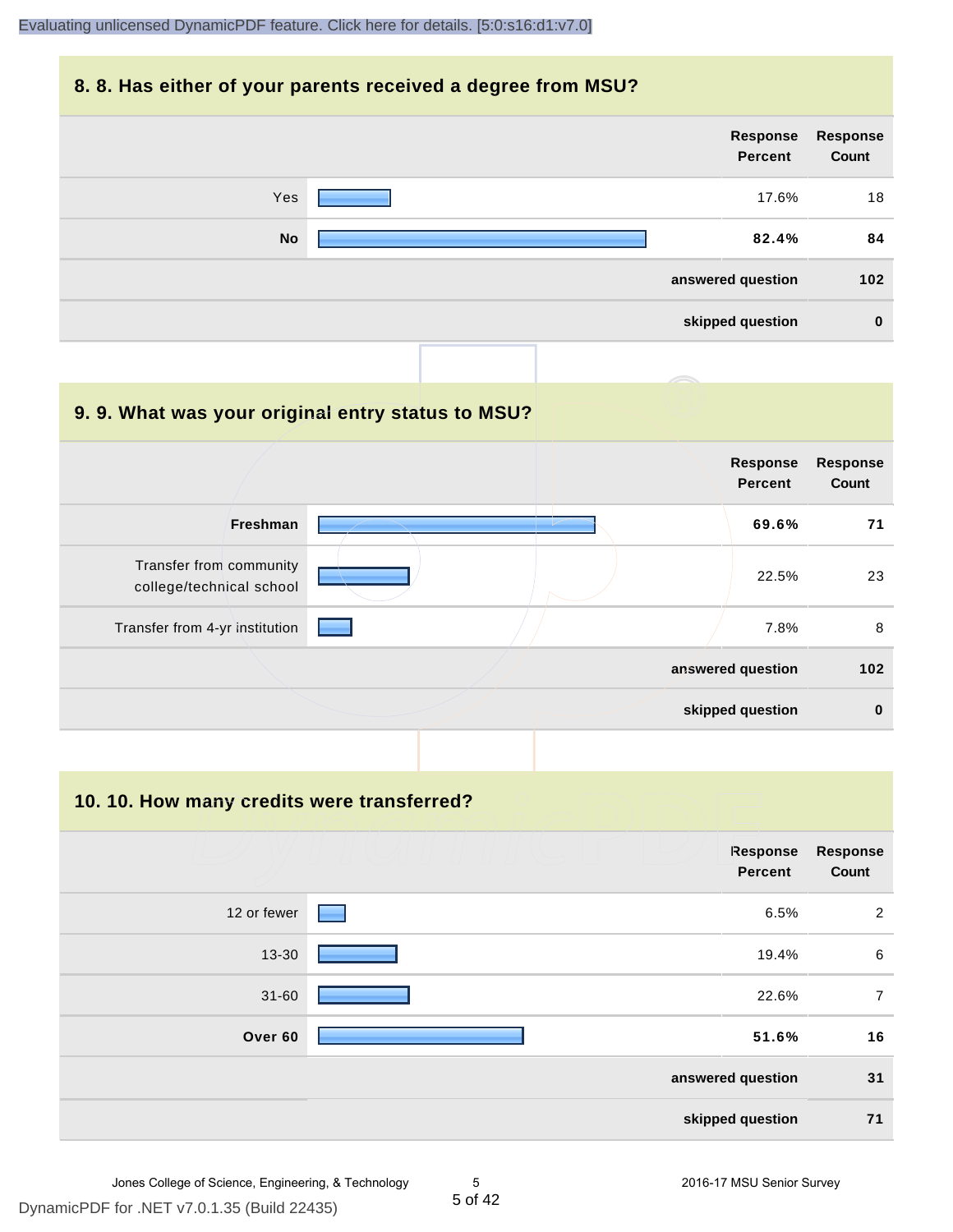## 8. 8. Has either of your parents received a degree from MSU?

| | Response Percent | Response Count |
|---|---|---|
| Yes | 17.6% | 18 |
| **No** | **82.4%** | **84** |
| **answered question** | | **102** |
| **skipped question** | | **0** |

## 9. 9. What was your original entry status to MSU?

| | Response Percent | Response Count |
|---|---|---|
| **Freshman** | **69.6%** | **71** |
| Transfer from community college/technical school | 22.5% | 23 |
| Transfer from 4-yr institution | 7.8% | 8 |
| **answered question** | | **102** |
| **skipped question** | | **0** |

## 10. 10. How many credits were transferred?

| | Response Percent | Response Count |
|---|---|---|
| 12 or fewer | 6.5% | 2 |
| 13-30 | 19.4% | 6 |
| 31-60 | 22.6% | 7 |
| **Over 60** | **51.6%** | **16** |
| **answered question** | | **31** |
| **skipped question** | | **71** |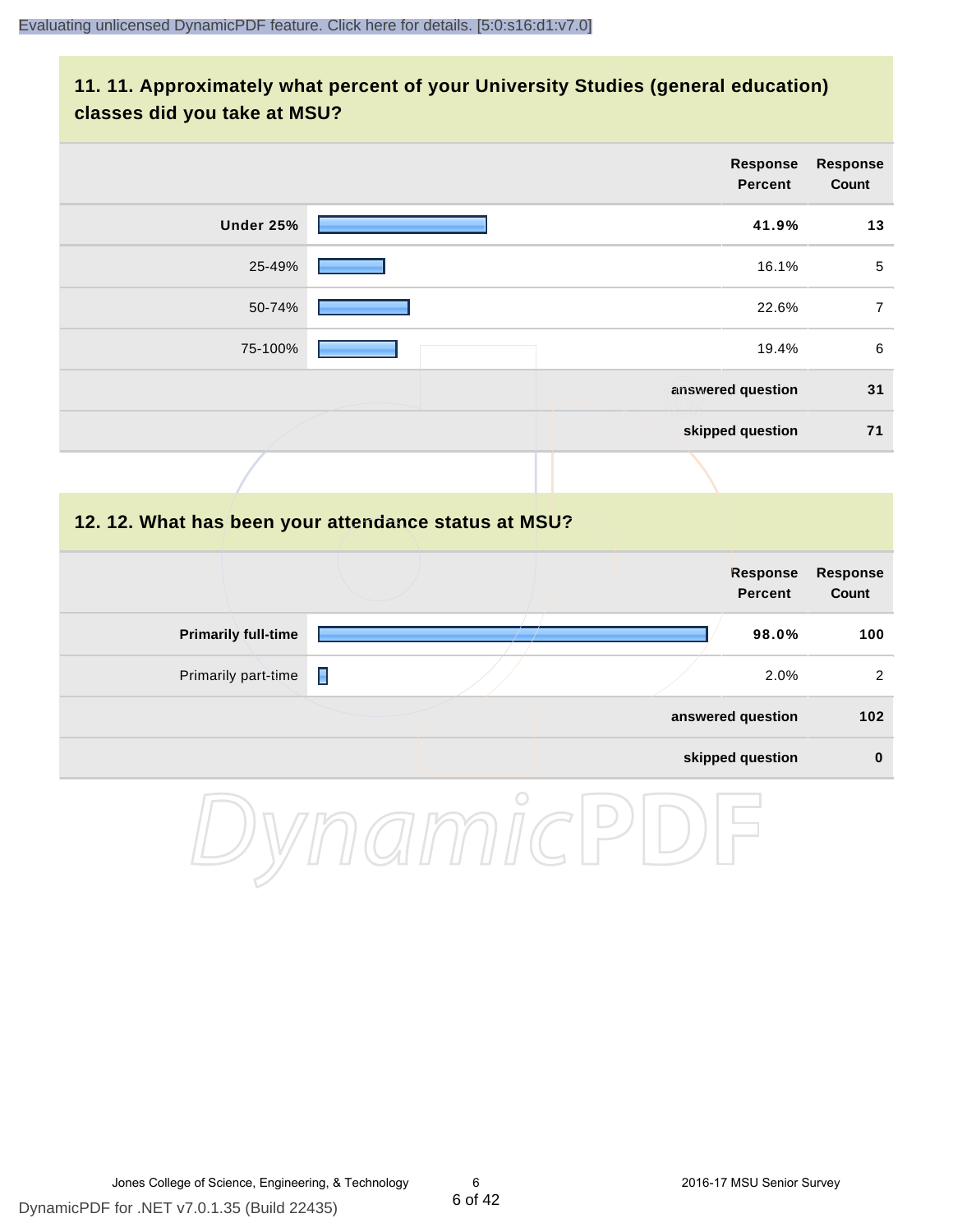## 11. 11. Approximately what percent of your University Studies (general education) classes did you take at MSU?

| | Response Percent | Response Count |
|---|---|---|
| **Under 25%** | **41.9%** | **13** |
| 25-49% | 16.1% | 5 |
| 50-74% | 22.6% | 7 |
| 75-100% | 19.4% | 6 |
| | **answered question** | **31** |
| | **skipped question** | **71** |

## 12. 12. What has been your attendance status at MSU?

| | Response Percent | Response Count |
|---|---|---|
| **Primarily full-time** | **98.0%** | **100** |
| Primarily part-time | 2.0% | 2 |
| | **answered question** | **102** |
| | **skipped question** | **0** |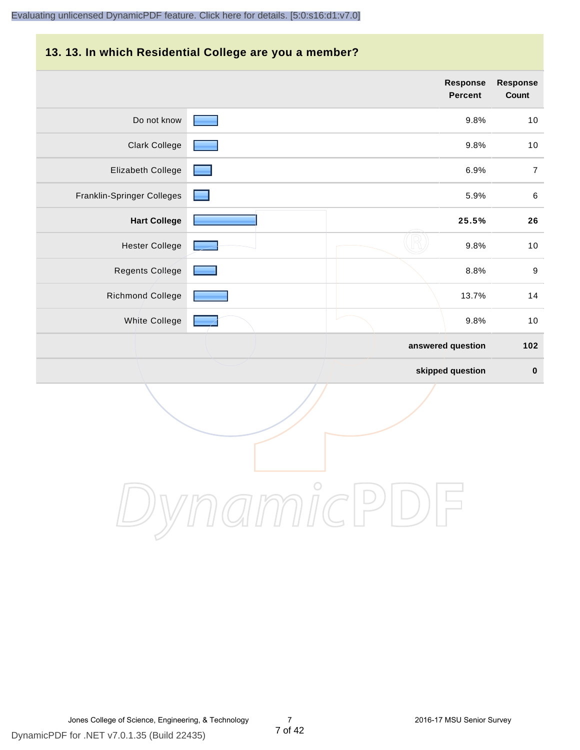## 13. 13. In which Residential College are you a member?

| | Response Percent | Response Count |
|---|---|---|
| Do not know | 9.8% | 10 |
| Clark College | 9.8% | 10 |
| Elizabeth College | 6.9% | 7 |
| Franklin-Springer Colleges | 5.9% | 6 |
| **Hart College** | **25.5%** | **26** |
| Hester College | 9.8% | 10 |
| Regents College | 8.8% | 9 |
| Richmond College | 13.7% | 14 |
| White College | 9.8% | 10 |
| | **answered question** | **102** |
| | **skipped question** | **0** |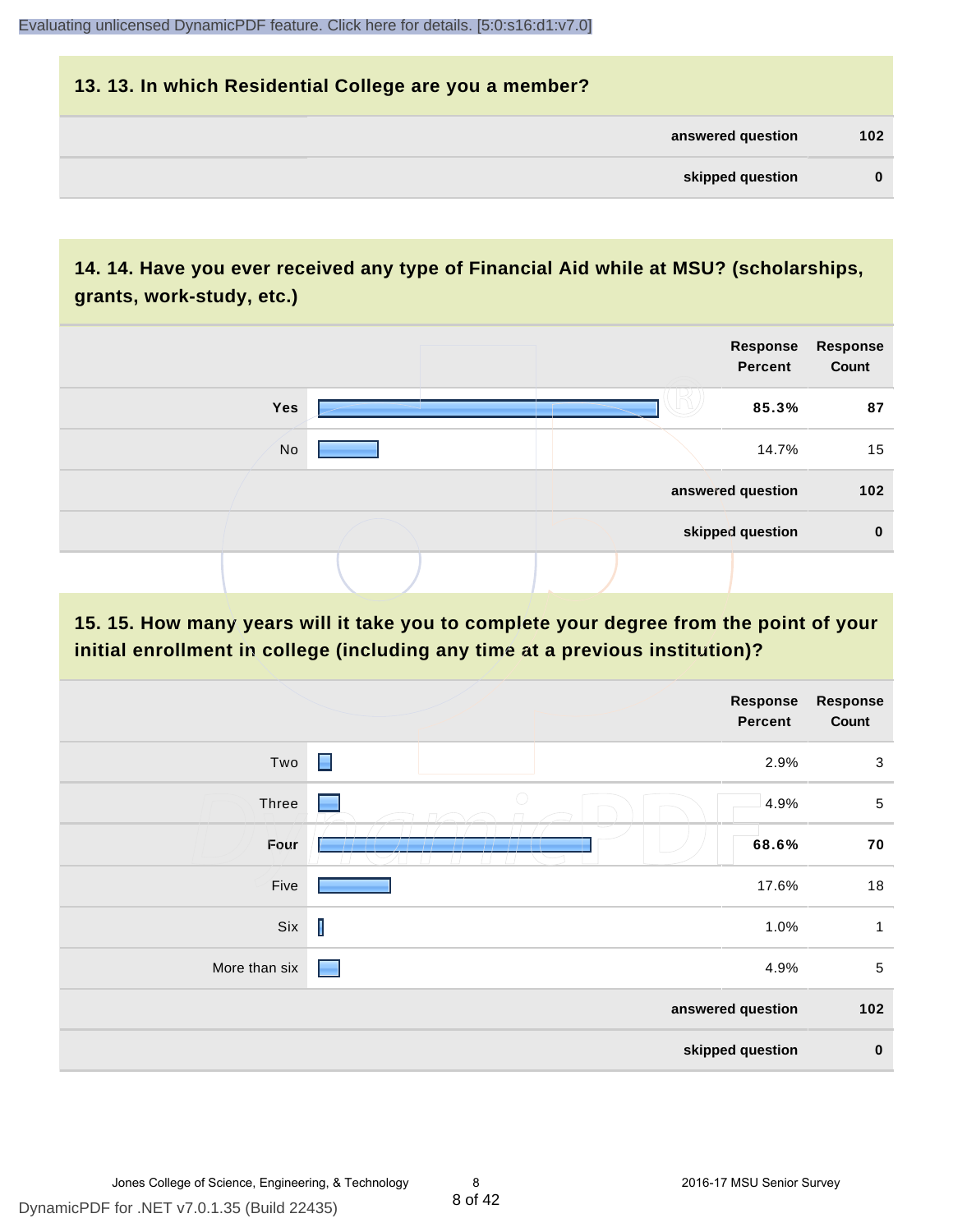## 13. 13. In which Residential College are you a member?

| | |
|---|---|
| answered question | 102 |
| skipped question | 0 |

## 14. 14. Have you ever received any type of Financial Aid while at MSU? (scholarships, grants, work-study, etc.)

| | Response Percent | Response Count |
|---|---|---|
| Yes | 85.3% | 87 |
| No | 14.7% | 15 |
| answered question | | 102 |
| skipped question | | 0 |

## 15. 15. How many years will it take you to complete your degree from the point of your initial enrollment in college (including any time at a previous institution)?

| | Response Percent | Response Count |
|---|---|---|
| Two | 2.9% | 3 |
| Three | 4.9% | 5 |
| Four | 68.6% | 70 |
| Five | 17.6% | 18 |
| Six | 1.0% | 1 |
| More than six | 4.9% | 5 |
| answered question | | 102 |
| skipped question | | 0 |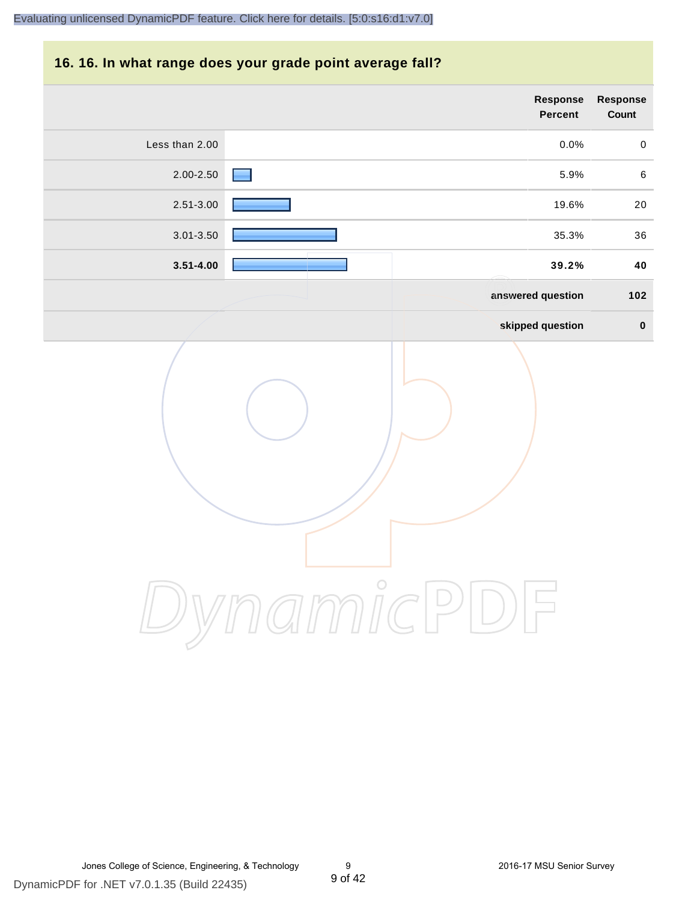## 16. 16. In what range does your grade point average fall?

| | Response Percent | Response Count |
|---|---|---|
| Less than 2.00 | 0.0% | 0 |
| 2.00-2.50 | 5.9% | 6 |
| 2.51-3.00 | 19.6% | 20 |
| 3.01-3.50 | 35.3% | 36 |
| **3.51-4.00** | **39.2%** | **40** |
| | **answered question** | **102** |
| | **skipped question** | **0** |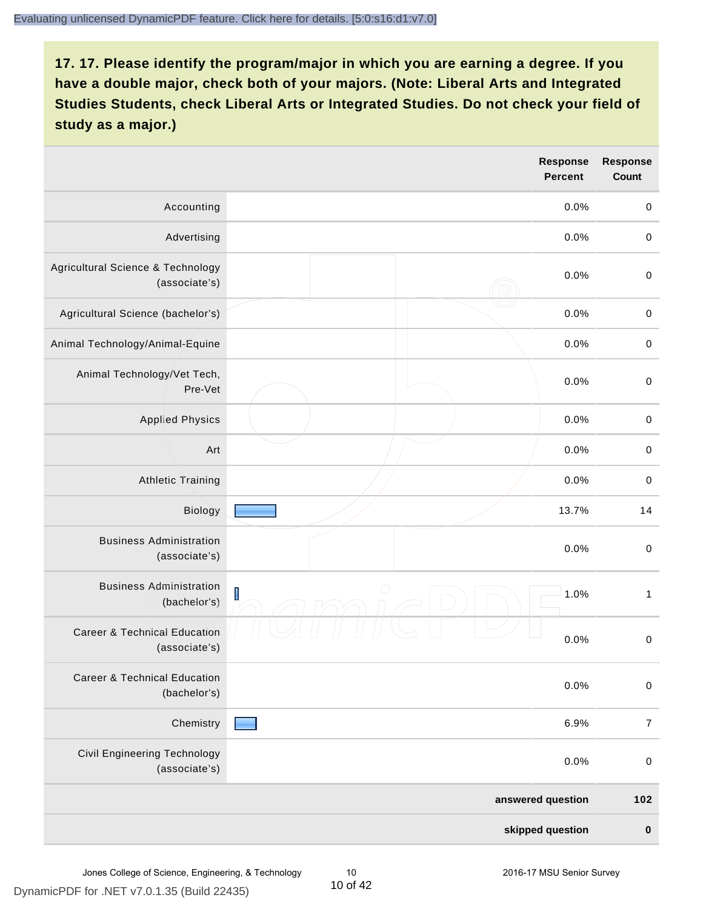## 17. 17. Please identify the program/major in which you are earning a degree. If you have a double major, check both of your majors. (Note: Liberal Arts and Integrated Studies Students, check Liberal Arts or Integrated Studies. Do not check your field of study as a major.)

| | Response Percent | Response Count |
|---|---|---|
| Accounting | 0.0% | 0 |
| Advertising | 0.0% | 0 |
| Agricultural Science & Technology (associate's) | 0.0% | 0 |
| Agricultural Science (bachelor's) | 0.0% | 0 |
| Animal Technology/Animal-Equine | 0.0% | 0 |
| Animal Technology/Vet Tech, Pre-Vet | 0.0% | 0 |
| Applied Physics | 0.0% | 0 |
| Art | 0.0% | 0 |
| Athletic Training | 0.0% | 0 |
| Biology | 13.7% | 14 |
| Business Administration (associate's) | 0.0% | 0 |
| Business Administration (bachelor's) | 1.0% | 1 |
| Career & Technical Education (associate's) | 0.0% | 0 |
| Career & Technical Education (bachelor's) | 0.0% | 0 |
| Chemistry | 6.9% | 7 |
| Civil Engineering Technology (associate's) | 0.0% | 0 |
| | **answered question** | **102** |
| | **skipped question** | **0** |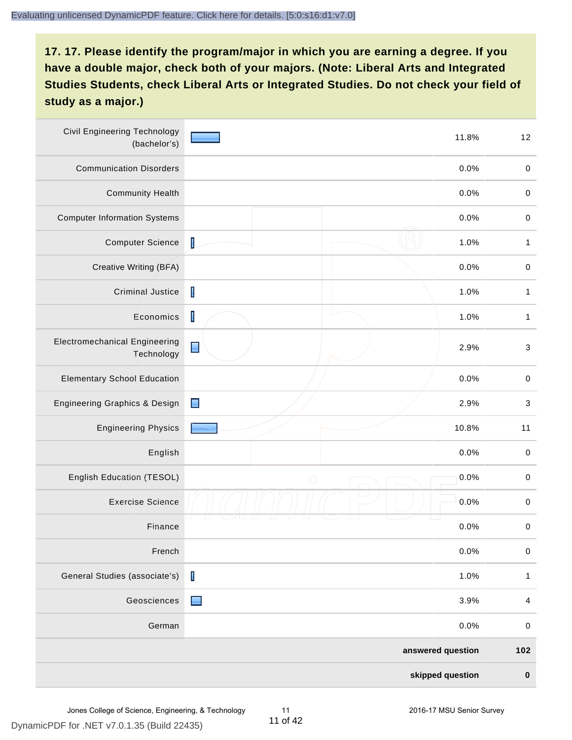## 17. 17. Please identify the program/major in which you are earning a degree. If you have a double major, check both of your majors. (Note: Liberal Arts and Integrated Studies Students, check Liberal Arts or Integrated Studies. Do not check your field of study as a major.)

| Program/Major | Percent | Count |
|---|---|---|
| Civil Engineering Technology (bachelor's) | 11.8% | 12 |
| Communication Disorders | 0.0% | 0 |
| Community Health | 0.0% | 0 |
| Computer Information Systems | 0.0% | 0 |
| Computer Science | 1.0% | 1 |
| Creative Writing (BFA) | 0.0% | 0 |
| Criminal Justice | 1.0% | 1 |
| Economics | 1.0% | 1 |
| Electromechanical Engineering Technology | 2.9% | 3 |
| Elementary School Education | 0.0% | 0 |
| Engineering Graphics & Design | 2.9% | 3 |
| Engineering Physics | 10.8% | 11 |
| English | 0.0% | 0 |
| English Education (TESOL) | 0.0% | 0 |
| Exercise Science | 0.0% | 0 |
| Finance | 0.0% | 0 |
| French | 0.0% | 0 |
| General Studies (associate's) | 1.0% | 1 |
| Geosciences | 3.9% | 4 |
| German | 0.0% | 0 |
| **answered question** | | **102** |
| **skipped question** | | **0** |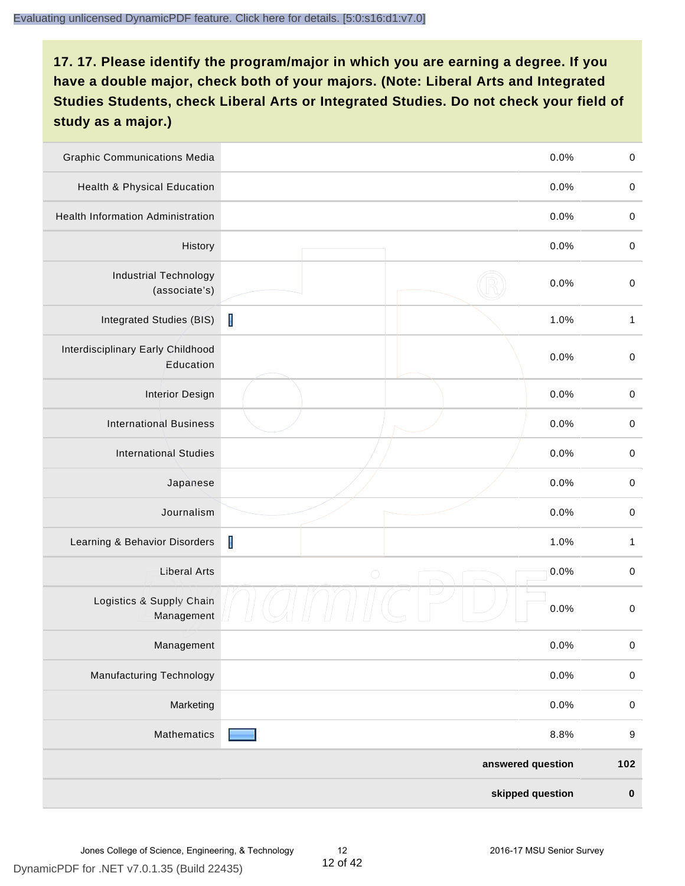## 17. 17. Please identify the program/major in which you are earning a degree. If you have a double major, check both of your majors. (Note: Liberal Arts and Integrated Studies Students, check Liberal Arts or Integrated Studies. Do not check your field of study as a major.)

| Program/Major | Percent | Count |
|---|---|---|
| Graphic Communications Media | 0.0% | 0 |
| Health & Physical Education | 0.0% | 0 |
| Health Information Administration | 0.0% | 0 |
| History | 0.0% | 0 |
| Industrial Technology (associate's) | 0.0% | 0 |
| Integrated Studies (BIS) | 1.0% | 1 |
| Interdisciplinary Early Childhood Education | 0.0% | 0 |
| Interior Design | 0.0% | 0 |
| International Business | 0.0% | 0 |
| International Studies | 0.0% | 0 |
| Japanese | 0.0% | 0 |
| Journalism | 0.0% | 0 |
| Learning & Behavior Disorders | 1.0% | 1 |
| Liberal Arts | 0.0% | 0 |
| Logistics & Supply Chain Management | 0.0% | 0 |
| Management | 0.0% | 0 |
| Manufacturing Technology | 0.0% | 0 |
| Marketing | 0.0% | 0 |
| Mathematics | 8.8% | 9 |
| | **answered question** | **102** |
| | **skipped question** | **0** |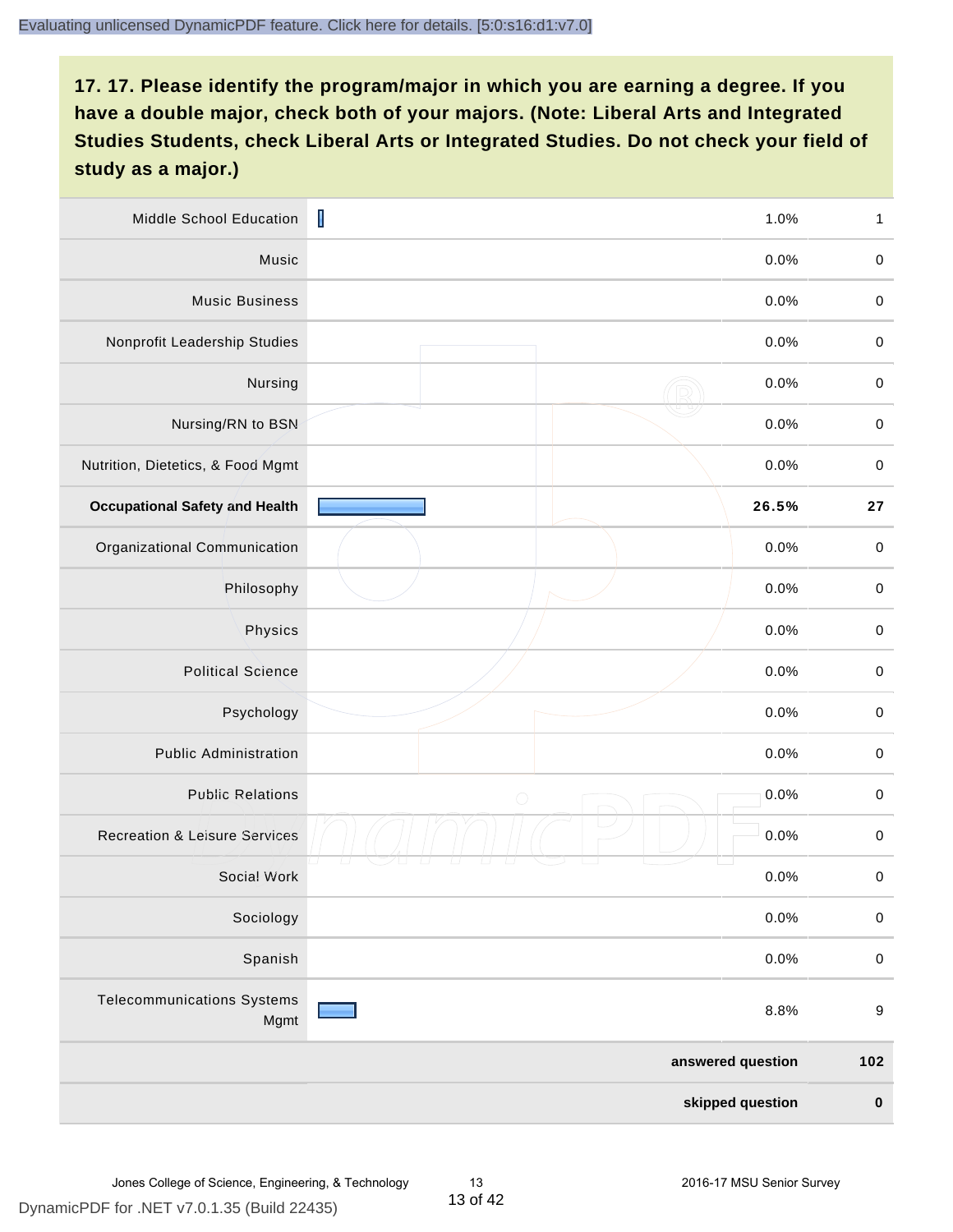**17. 17. Please identify the program/major in which you are earning a degree. If you have a double major, check both of your majors. (Note: Liberal Arts and Integrated Studies Students, check Liberal Arts or Integrated Studies. Do not check your field of study as a major.)**

| Program/Major | Percent | Count |
|---|---|---|
| Middle School Education | 1.0% | 1 |
| Music | 0.0% | 0 |
| Music Business | 0.0% | 0 |
| Nonprofit Leadership Studies | 0.0% | 0 |
| Nursing | 0.0% | 0 |
| Nursing/RN to BSN | 0.0% | 0 |
| Nutrition, Dietetics, & Food Mgmt | 0.0% | 0 |
| **Occupational Safety and Health** | **26.5%** | **27** |
| Organizational Communication | 0.0% | 0 |
| Philosophy | 0.0% | 0 |
| Physics | 0.0% | 0 |
| Political Science | 0.0% | 0 |
| Psychology | 0.0% | 0 |
| Public Administration | 0.0% | 0 |
| Public Relations | 0.0% | 0 |
| Recreation & Leisure Services | 0.0% | 0 |
| Social Work | 0.0% | 0 |
| Sociology | 0.0% | 0 |
| Spanish | 0.0% | 0 |
| Telecommunications Systems Mgmt | 8.8% | 9 |
| | **answered question** | **102** |
| | **skipped question** | **0** |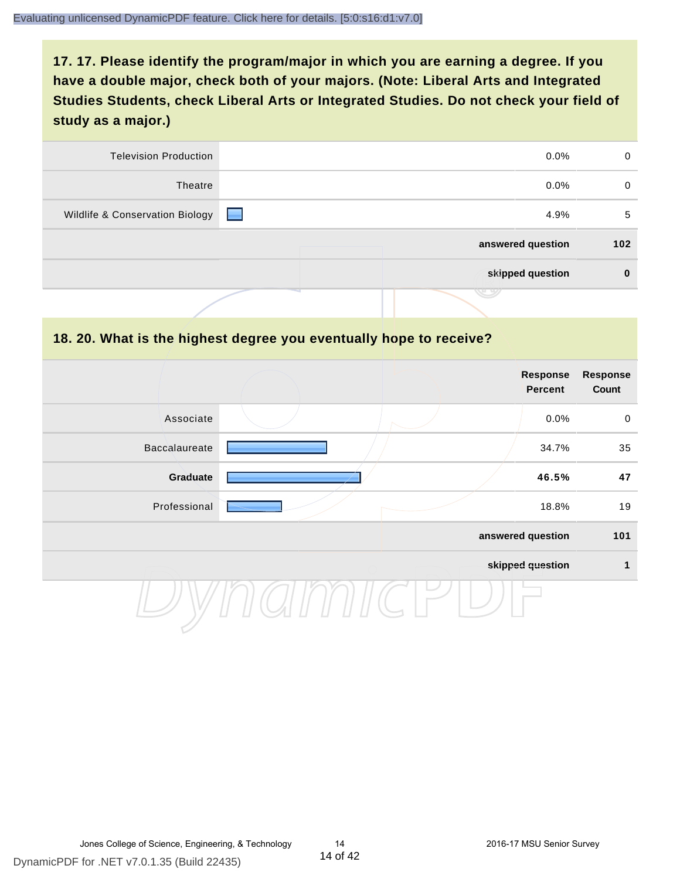## 17. 17. Please identify the program/major in which you are earning a degree. If you have a double major, check both of your majors. (Note: Liberal Arts and Integrated Studies Students, check Liberal Arts or Integrated Studies. Do not check your field of study as a major.)

| | Response Percent | Response Count |
|---|---|---|
| Television Production | 0.0% | 0 |
| Theatre | 0.0% | 0 |
| Wildlife & Conservation Biology | 4.9% | 5 |
| | **answered question** | **102** |
| | **skipped question** | **0** |

## 18. 20. What is the highest degree you eventually hope to receive?

| | Response Percent | Response Count |
|---|---|---|
| Associate | 0.0% | 0 |
| Baccalaureate | 34.7% | 35 |
| **Graduate** | **46.5%** | **47** |
| Professional | 18.8% | 19 |
| | **answered question** | **101** |
| | **skipped question** | **1** |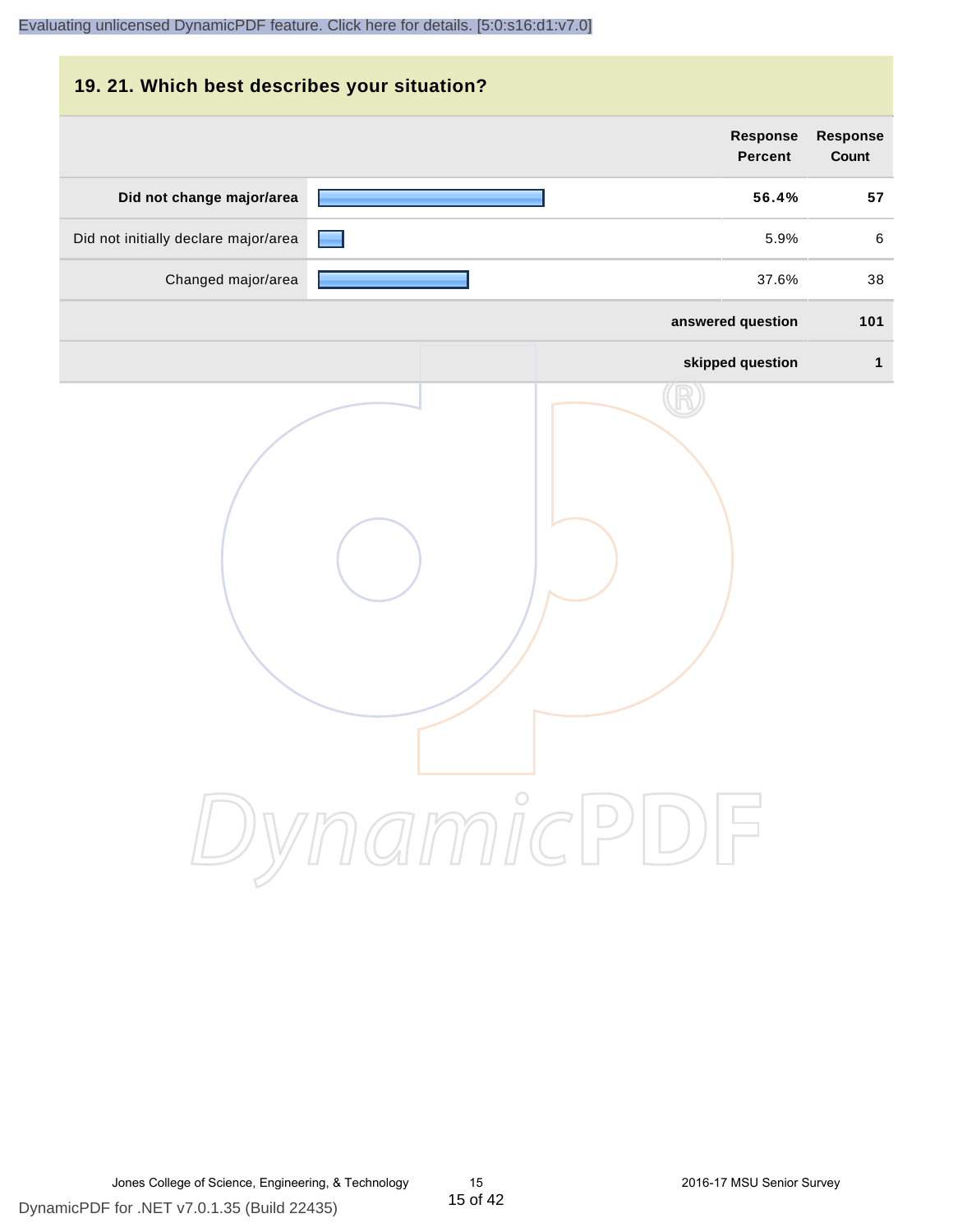## 19. 21. Which best describes your situation?

| | Response Percent | Response Count |
|---|---|---|
| **Did not change major/area** | **56.4%** | **57** |
| Did not initially declare major/area | 5.9% | 6 |
| Changed major/area | 37.6% | 38 |
| **answered question** | | **101** |
| **skipped question** | | **1** |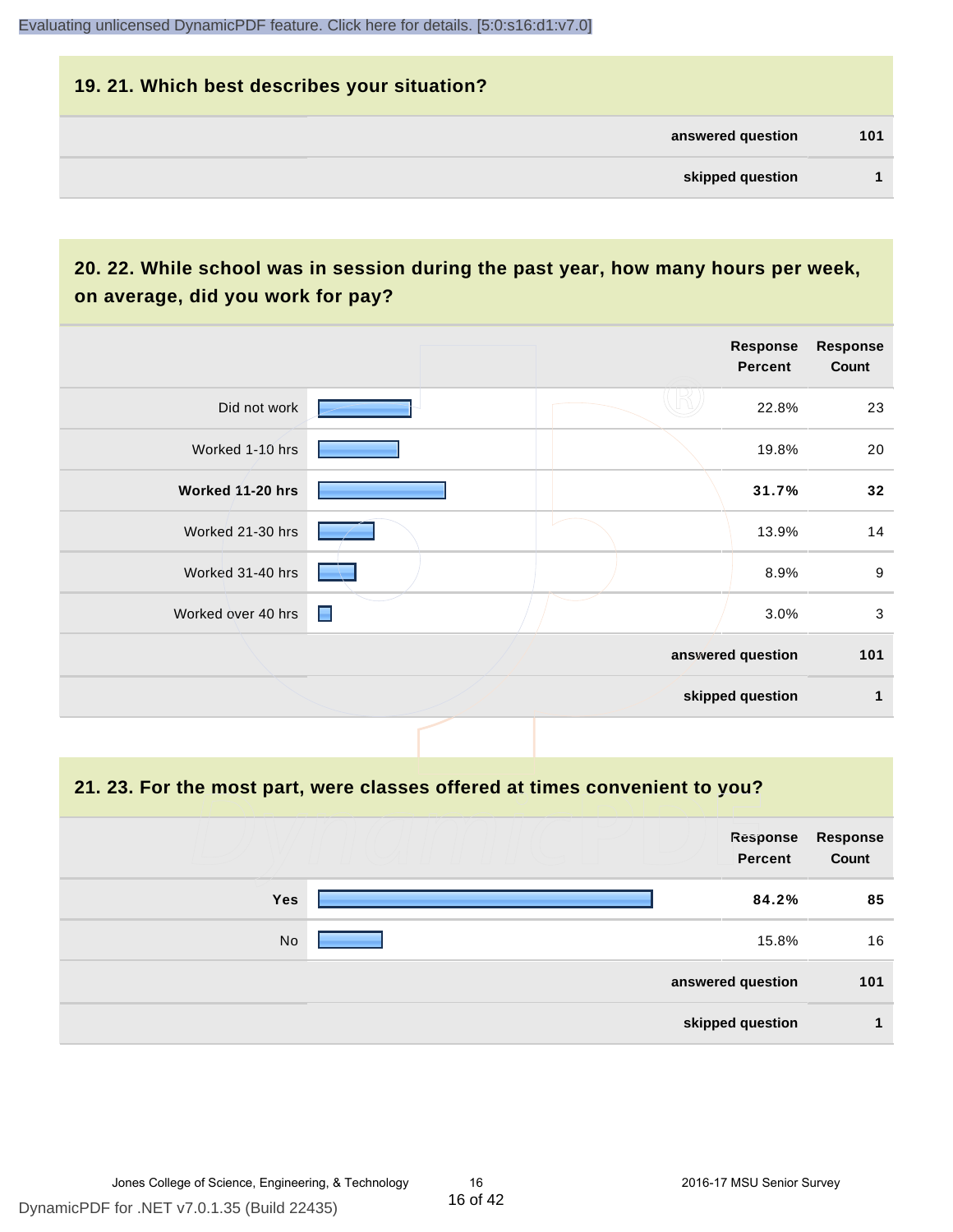## 19. 21. Which best describes your situation?

| | |
|---|---|
| answered question | 101 |
| skipped question | 1 |

## 20. 22. While school was in session during the past year, how many hours per week, on average, did you work for pay?

| | Response Percent | Response Count |
|---|---|---|
| Did not work | 22.8% | 23 |
| **Worked 11-20 hrs** | **31.7%** | **32** |
| Worked 1-10 hrs | 19.8% | 20 |
| Worked 21-30 hrs | 13.9% | 14 |
| Worked 31-40 hrs | 8.9% | 9 |
| Worked over 40 hrs | 3.0% | 3 |
| answered question | | 101 |
| skipped question | | 1 |

## 21. 23. For the most part, were classes offered at times convenient to you?

| | Response Percent | Response Count |
|---|---|---|
| **Yes** | **84.2%** | **85** |
| No | 15.8% | 16 |
| answered question | | 101 |
| skipped question | | 1 |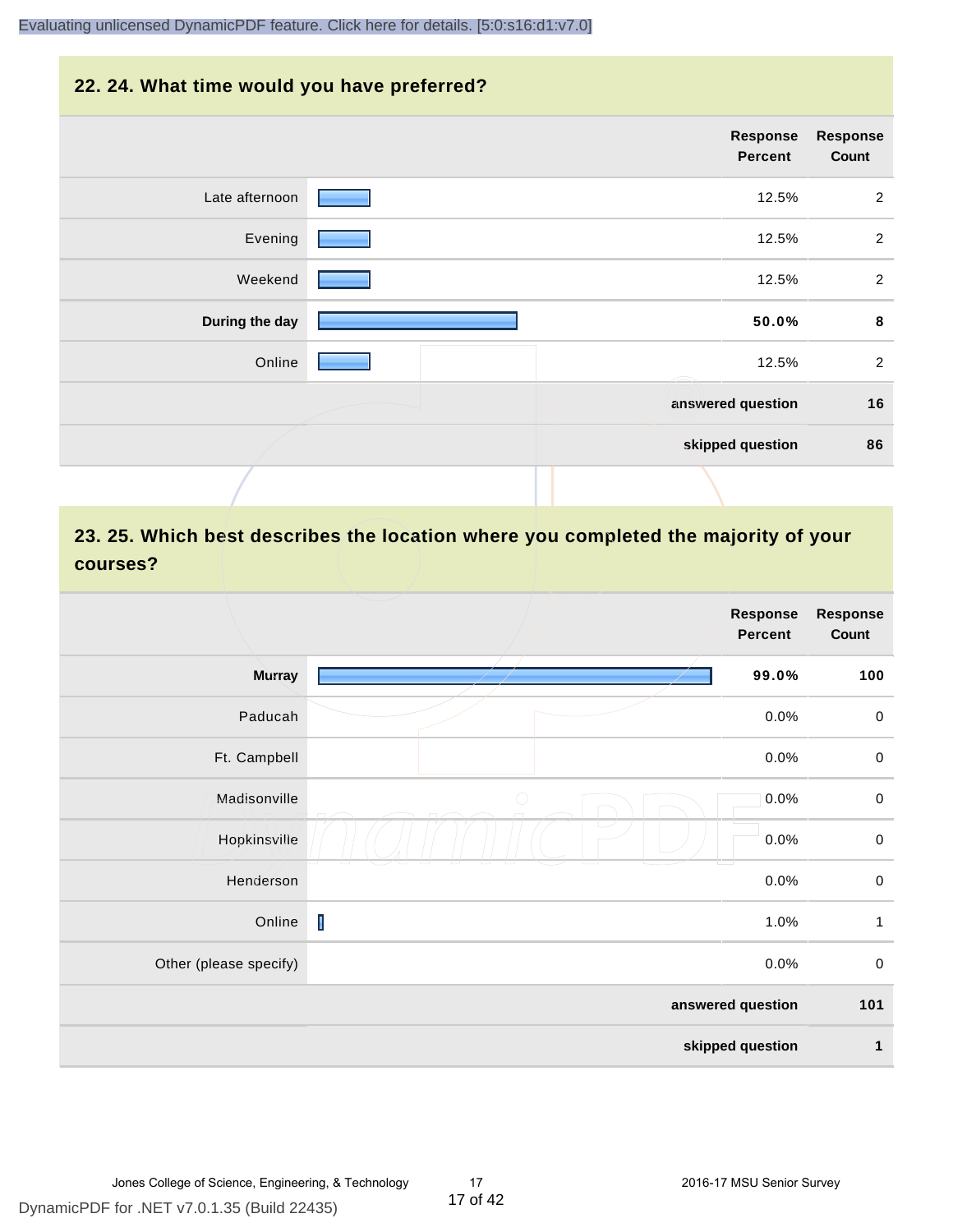## 22. 24. What time would you have preferred?

| | Response Percent | Response Count |
|---|---|---|
| Late afternoon | 12.5% | 2 |
| Evening | 12.5% | 2 |
| Weekend | 12.5% | 2 |
| **During the day** | **50.0%** | **8** |
| Online | 12.5% | 2 |
| | **answered question** | **16** |
| | **skipped question** | **86** |

## 23. 25. Which best describes the location where you completed the majority of your courses?

| | Response Percent | Response Count |
|---|---|---|
| **Murray** | **99.0%** | **100** |
| Paducah | 0.0% | 0 |
| Ft. Campbell | 0.0% | 0 |
| Madisonville | 0.0% | 0 |
| Hopkinsville | 0.0% | 0 |
| Henderson | 0.0% | 0 |
| Online | 1.0% | 1 |
| Other (please specify) | 0.0% | 0 |
| | **answered question** | **101** |
| | **skipped question** | **1** |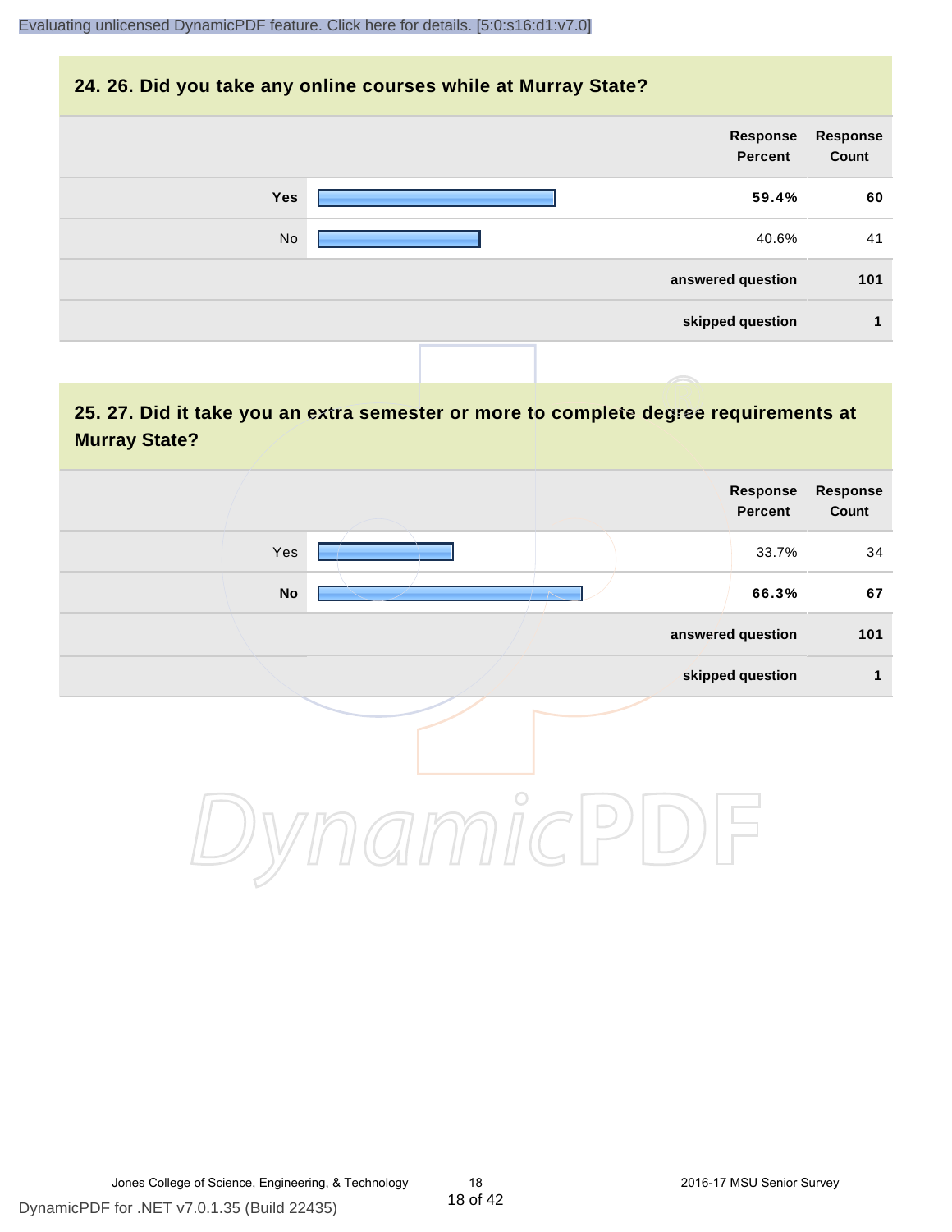## 24. 26. Did you take any online courses while at Murray State?

| | Response Percent | Response Count |
|---|---|---|
| **Yes** | **59.4%** | **60** |
| No | 40.6% | 41 |
| **answered question** | | **101** |
| **skipped question** | | **1** |

## 25. 27. Did it take you an extra semester or more to complete degree requirements at Murray State?

| | Response Percent | Response Count |
|---|---|---|
| Yes | 33.7% | 34 |
| **No** | **66.3%** | **67** |
| **answered question** | | **101** |
| **skipped question** | | **1** |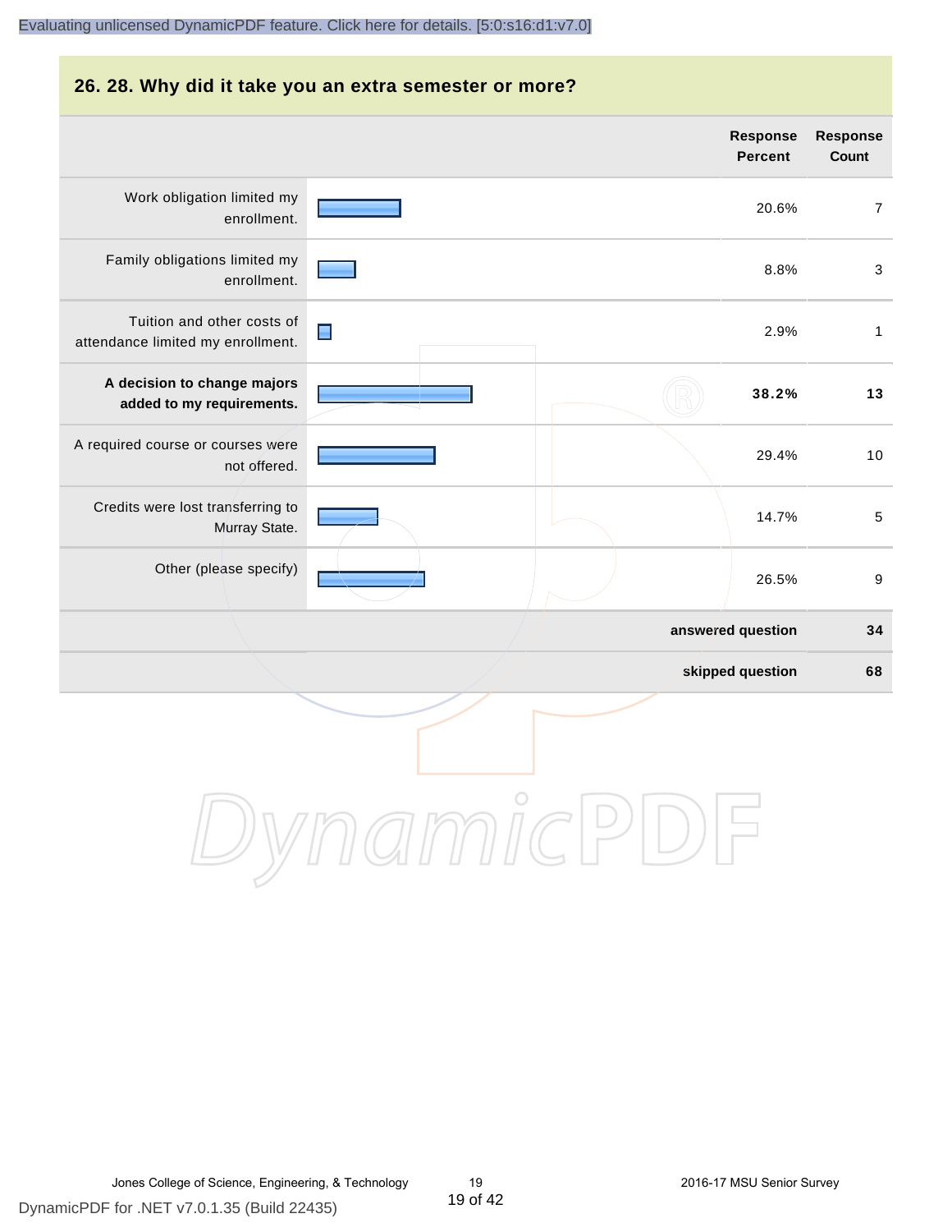## 26. 28. Why did it take you an extra semester or more?

| | Response Percent | Response Count |
|---|---|---|
| Work obligation limited my enrollment. | 20.6% | 7 |
| Family obligations limited my enrollment. | 8.8% | 3 |
| Tuition and other costs of attendance limited my enrollment. | 2.9% | 1 |
| **A decision to change majors added to my requirements.** | **38.2%** | **13** |
| A required course or courses were not offered. | 29.4% | 10 |
| Credits were lost transferring to Murray State. | 14.7% | 5 |
| Other (please specify) | 26.5% | 9 |
| | **answered question** | **34** |
| | **skipped question** | **68** |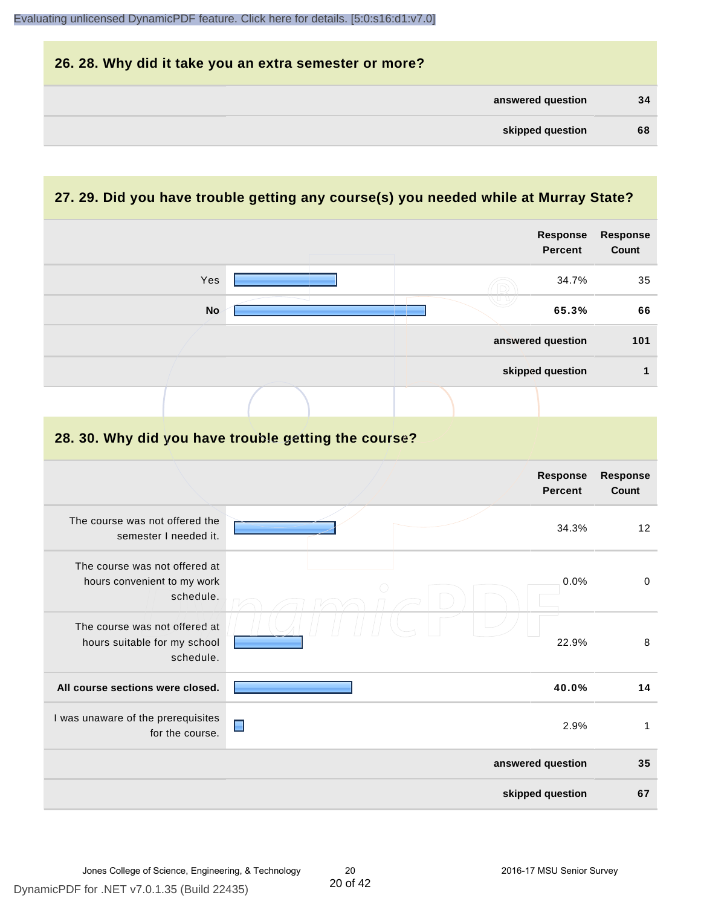## 26. 28. Why did it take you an extra semester or more?

| | |
|---|---|
| **answered question** | **34** |
| **skipped question** | **68** |

## 27. 29. Did you have trouble getting any course(s) you needed while at Murray State?

| | Response Percent | Response Count |
|---|---|---|
| Yes | 34.7% | 35 |
| **No** | **65.3%** | **66** |
| **answered question** | | **101** |
| **skipped question** | | **1** |

## 28. 30. Why did you have trouble getting the course?

| | Response Percent | Response Count |
|---|---|---|
| The course was not offered the semester I needed it. | 34.3% | 12 |
| The course was not offered at hours convenient to my work schedule. | 0.0% | 0 |
| The course was not offered at hours suitable for my school schedule. | 22.9% | 8 |
| **All course sections were closed.** | **40.0%** | **14** |
| I was unaware of the prerequisites for the course. | 2.9% | 1 |
| **answered question** | | **35** |
| **skipped question** | | **67** |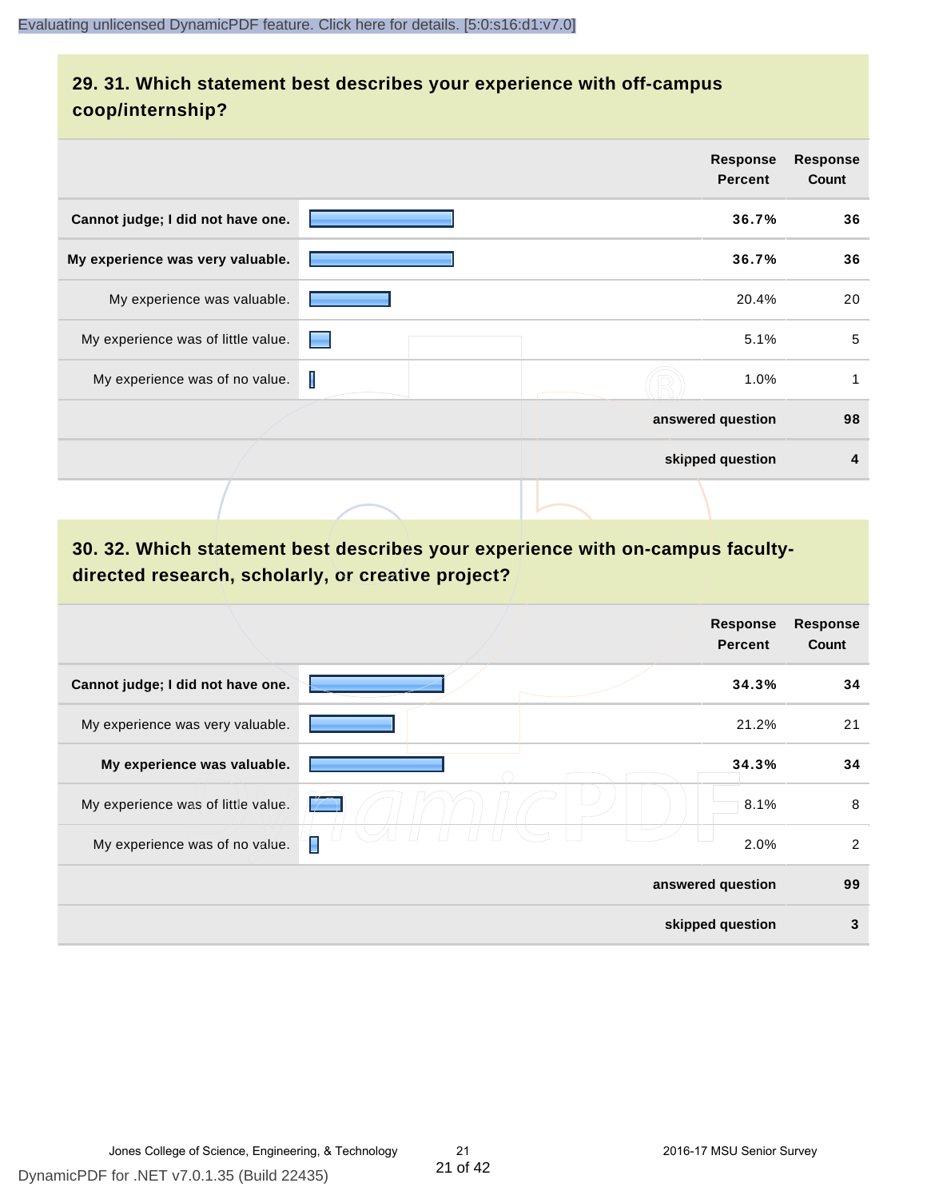## 29. 31. Which statement best describes your experience with off-campus coop/internship?

| | Response Percent | Response Count |
|---|---|---|
| **Cannot judge; I did not have one.** | **36.7%** | **36** |
| **My experience was very valuable.** | **36.7%** | **36** |
| My experience was valuable. | 20.4% | 20 |
| My experience was of little value. | 5.1% | 5 |
| My experience was of no value. | 1.0% | 1 |
| | **answered question** | **98** |
| | **skipped question** | **4** |

## 30. 32. Which statement best describes your experience with on-campus faculty-directed research, scholarly, or creative project?

| | Response Percent | Response Count |
|---|---|---|
| **Cannot judge; I did not have one.** | **34.3%** | **34** |
| My experience was very valuable. | 21.2% | 21 |
| **My experience was valuable.** | **34.3%** | **34** |
| My experience was of little value. | 8.1% | 8 |
| My experience was of no value. | 2.0% | 2 |
| | **answered question** | **99** |
| | **skipped question** | **3** |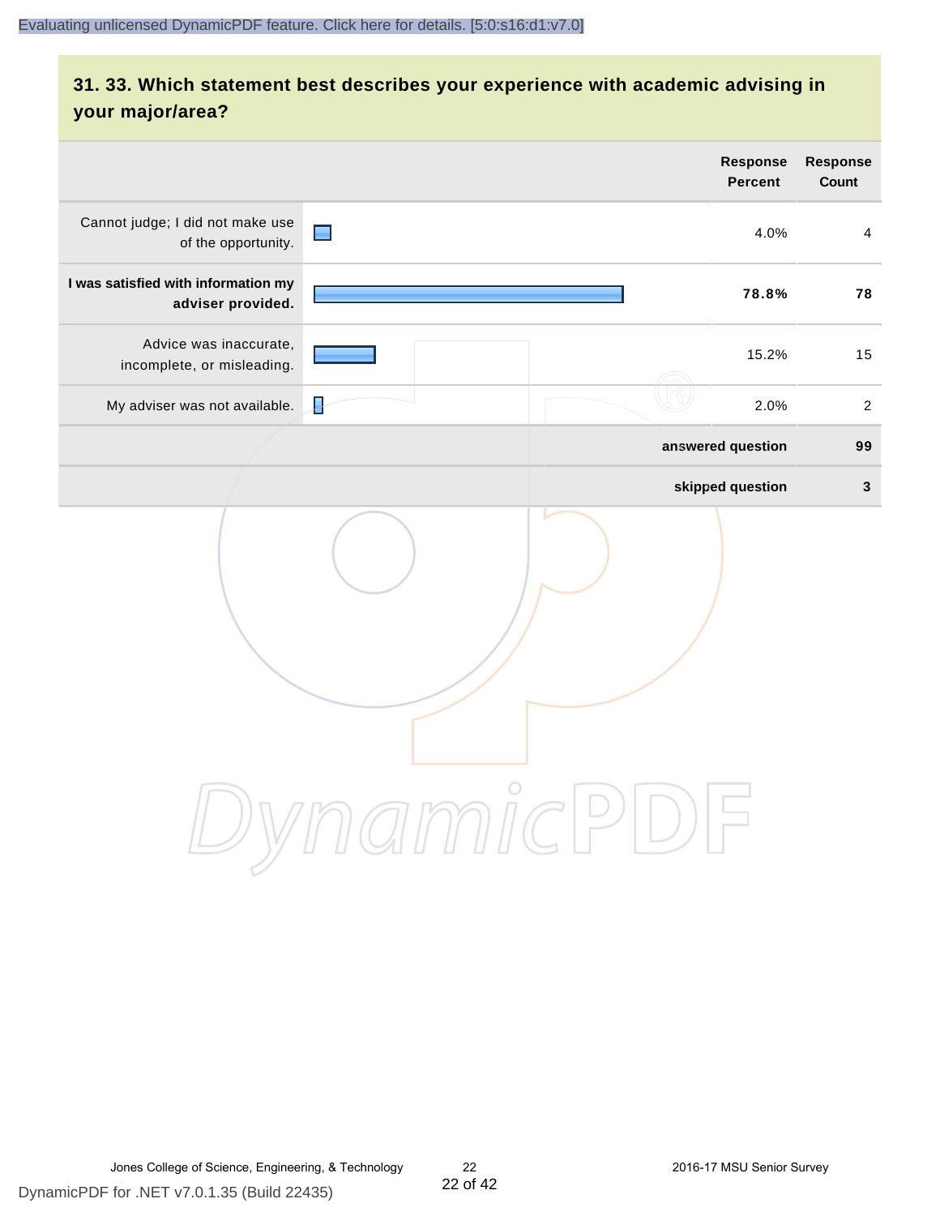## 31. 33. Which statement best describes your experience with academic advising in your major/area?

| | Response Percent | Response Count |
|---|---|---|
| Cannot judge; I did not make use of the opportunity. | 4.0% | 4 |
| **I was satisfied with information my adviser provided.** | **78.8%** | **78** |
| Advice was inaccurate, incomplete, or misleading. | 15.2% | 15 |
| My adviser was not available. | 2.0% | 2 |
| | **answered question** | **99** |
| | **skipped question** | **3** |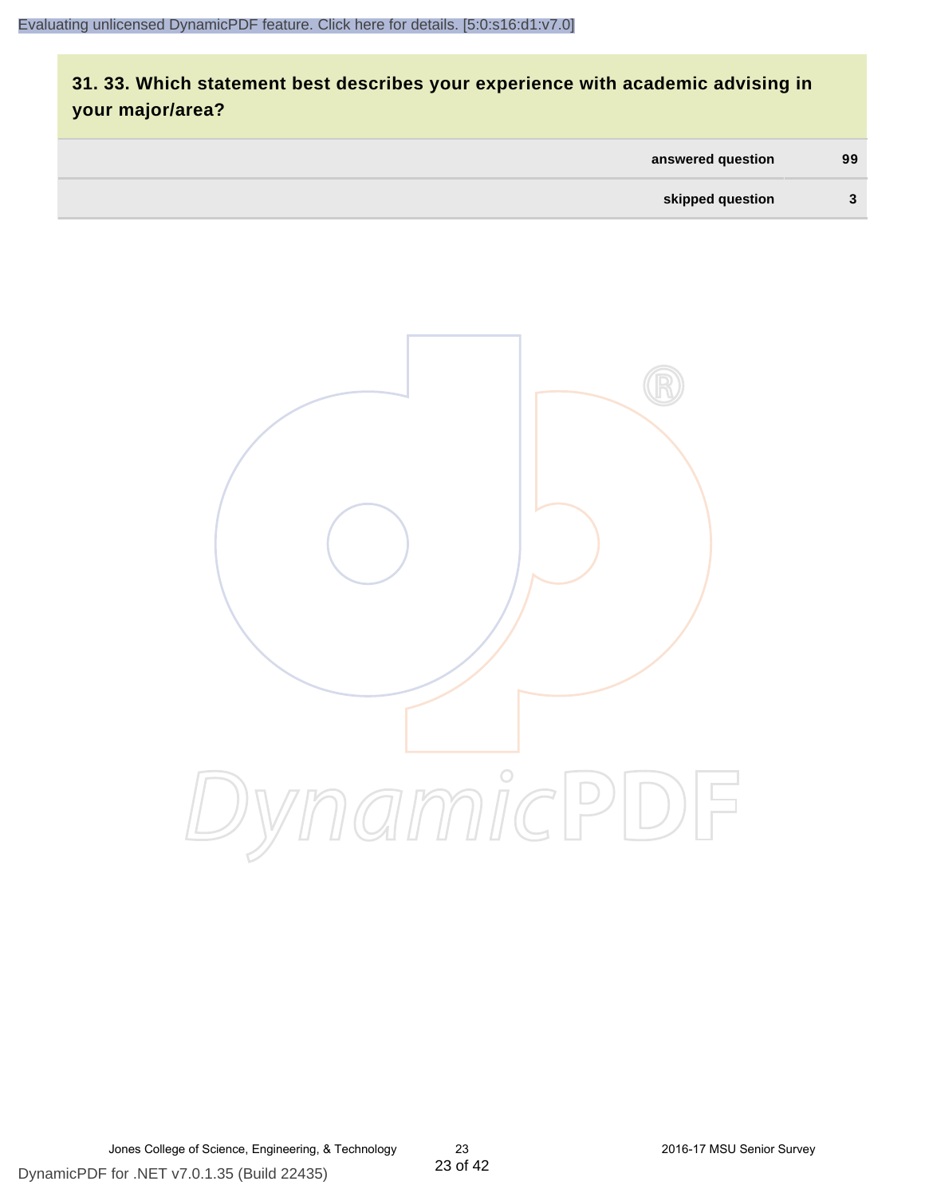## 31. 33. Which statement best describes your experience with academic advising in your major/area?

| | |
|---|---|
| answered question | 99 |
| skipped question | 3 |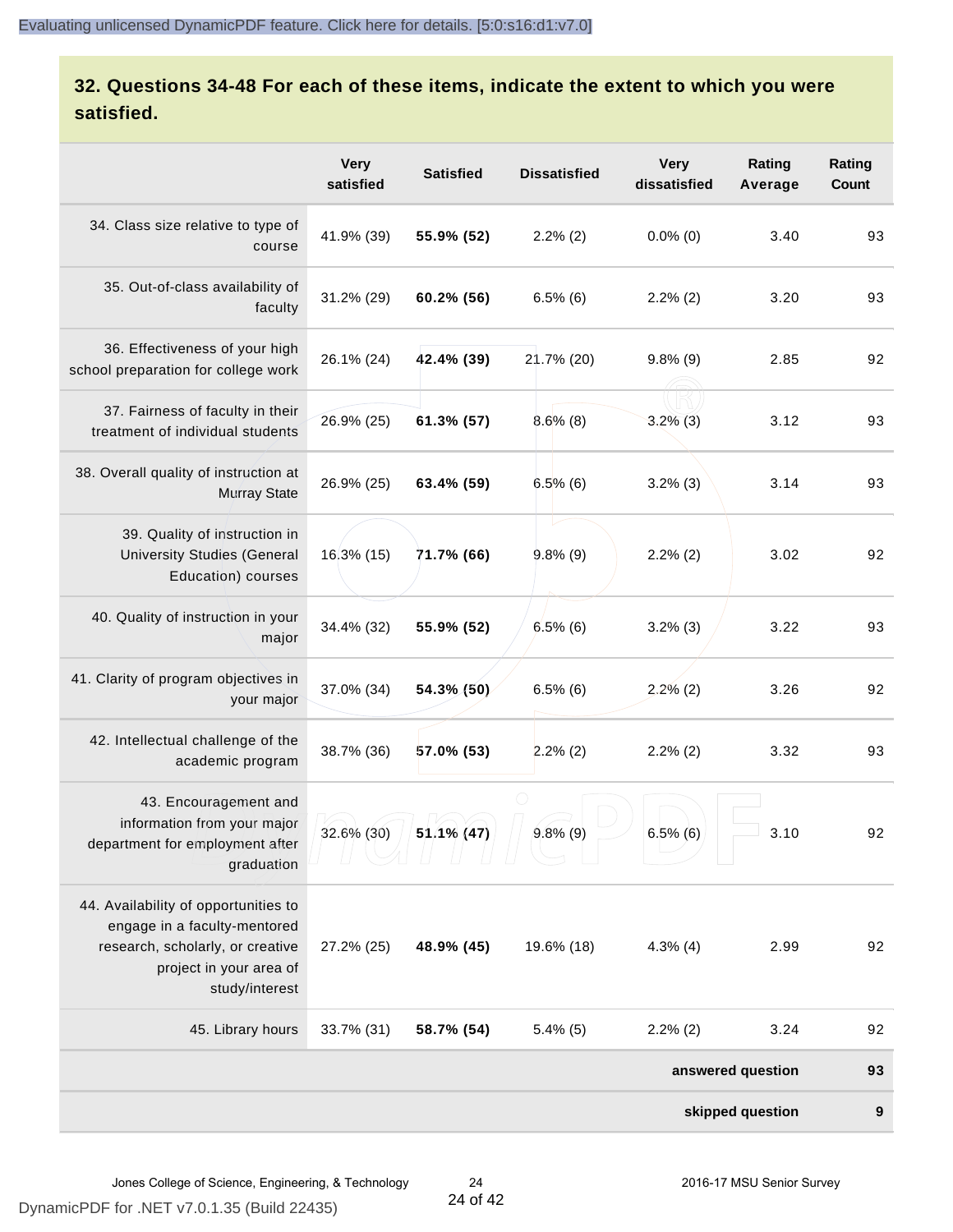## 32. Questions 34-48 For each of these items, indicate the extent to which you were satisfied.

| | Very satisfied | Satisfied | Dissatisfied | Very dissatisfied | Rating Average | Rating Count |
|---|---|---|---|---|---|---|
| 34. Class size relative to type of course | 41.9% (39) | **55.9% (52)** | 2.2% (2) | 0.0% (0) | 3.40 | 93 |
| 35. Out-of-class availability of faculty | 31.2% (29) | **60.2% (56)** | 6.5% (6) | 2.2% (2) | 3.20 | 93 |
| 36. Effectiveness of your high school preparation for college work | 26.1% (24) | **42.4% (39)** | 21.7% (20) | 9.8% (9) | 2.85 | 92 |
| 37. Fairness of faculty in their treatment of individual students | 26.9% (25) | **61.3% (57)** | 8.6% (8) | 3.2% (3) | 3.12 | 93 |
| 38. Overall quality of instruction at Murray State | 26.9% (25) | **63.4% (59)** | 6.5% (6) | 3.2% (3) | 3.14 | 93 |
| 39. Quality of instruction in University Studies (General Education) courses | 16.3% (15) | **71.7% (66)** | 9.8% (9) | 2.2% (2) | 3.02 | 92 |
| 40. Quality of instruction in your major | 34.4% (32) | **55.9% (52)** | 6.5% (6) | 3.2% (3) | 3.22 | 93 |
| 41. Clarity of program objectives in your major | 37.0% (34) | **54.3% (50)** | 6.5% (6) | 2.2% (2) | 3.26 | 92 |
| 42. Intellectual challenge of the academic program | 38.7% (36) | **57.0% (53)** | 2.2% (2) | 2.2% (2) | 3.32 | 93 |
| 43. Encouragement and information from your major department for employment after graduation | 32.6% (30) | **51.1% (47)** | 9.8% (9) | 6.5% (6) | 3.10 | 92 |
| 44. Availability of opportunities to engage in a faculty-mentored research, scholarly, or creative project in your area of study/interest | 27.2% (25) | **48.9% (45)** | 19.6% (18) | 4.3% (4) | 2.99 | 92 |
| 45. Library hours | 33.7% (31) | **58.7% (54)** | 5.4% (5) | 2.2% (2) | 3.24 | 92 |
| | | | | | **answered question** | **93** |
| | | | | | **skipped question** | **9** |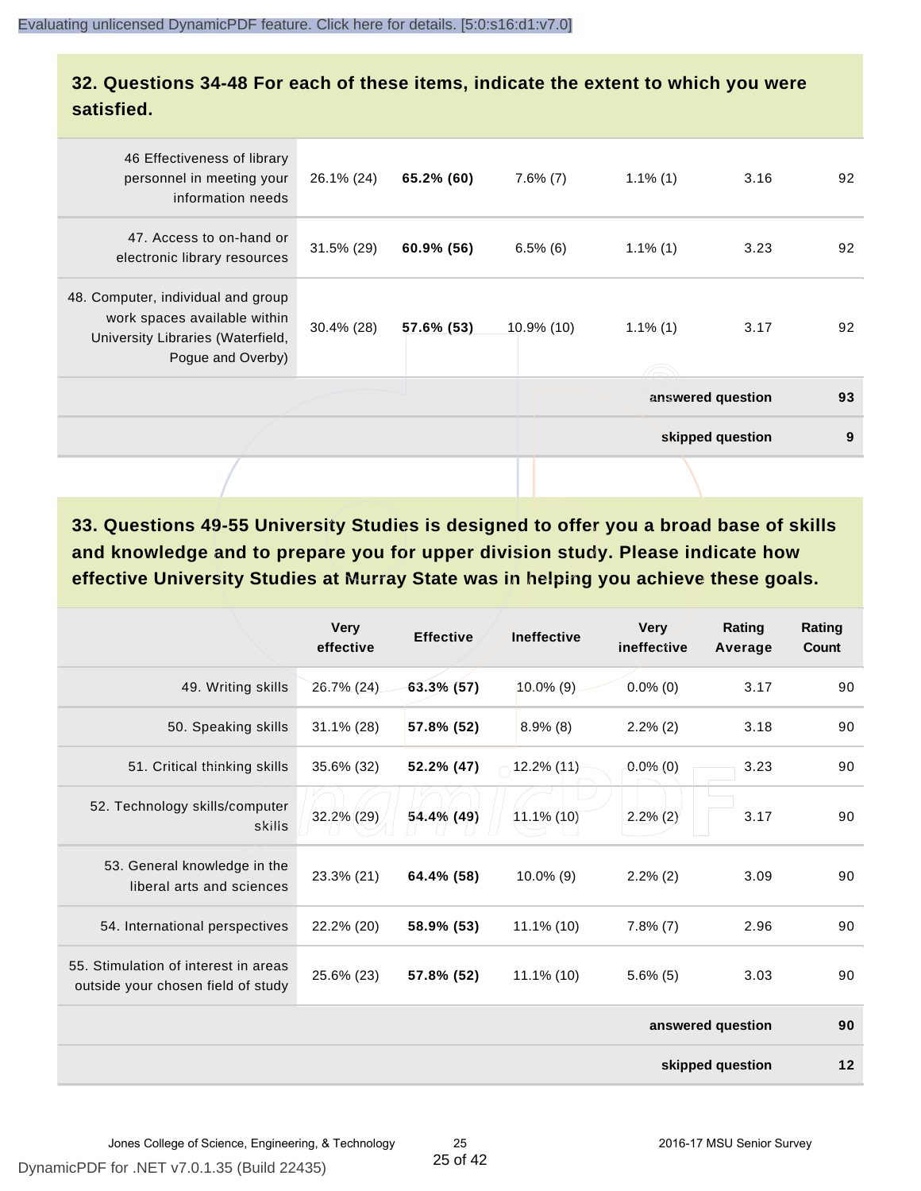## 32. Questions 34-48 For each of these items, indicate the extent to which you were satisfied.

| | | | | | | |
|---|---|---|---|---|---|---|
| 46 Effectiveness of library personnel in meeting your information needs | 26.1% (24) | **65.2% (60)** | 7.6% (7) | 1.1% (1) | 3.16 | 92 |
| 47. Access to on-hand or electronic library resources | 31.5% (29) | **60.9% (56)** | 6.5% (6) | 1.1% (1) | 3.23 | 92 |
| 48. Computer, individual and group work spaces available within University Libraries (Waterfield, Pogue and Overby) | 30.4% (28) | **57.6% (53)** | 10.9% (10) | 1.1% (1) | 3.17 | 92 |
| | | | | | **answered question** | **93** |
| | | | | | **skipped question** | **9** |

## 33. Questions 49-55 University Studies is designed to offer you a broad base of skills and knowledge and to prepare you for upper division study. Please indicate how effective University Studies at Murray State was in helping you achieve these goals.

| | Very effective | Effective | Ineffective | Very ineffective | Rating Average | Rating Count |
|---|---|---|---|---|---|---|
| 49. Writing skills | 26.7% (24) | **63.3% (57)** | 10.0% (9) | 0.0% (0) | 3.17 | 90 |
| 50. Speaking skills | 31.1% (28) | **57.8% (52)** | 8.9% (8) | 2.2% (2) | 3.18 | 90 |
| 51. Critical thinking skills | 35.6% (32) | **52.2% (47)** | 12.2% (11) | 0.0% (0) | 3.23 | 90 |
| 52. Technology skills/computer skills | 32.2% (29) | **54.4% (49)** | 11.1% (10) | 2.2% (2) | 3.17 | 90 |
| 53. General knowledge in the liberal arts and sciences | 23.3% (21) | **64.4% (58)** | 10.0% (9) | 2.2% (2) | 3.09 | 90 |
| 54. International perspectives | 22.2% (20) | **58.9% (53)** | 11.1% (10) | 7.8% (7) | 2.96 | 90 |
| 55. Stimulation of interest in areas outside your chosen field of study | 25.6% (23) | **57.8% (52)** | 11.1% (10) | 5.6% (5) | 3.03 | 90 |
| | | | | | **answered question** | **90** |
| | | | | | **skipped question** | **12** |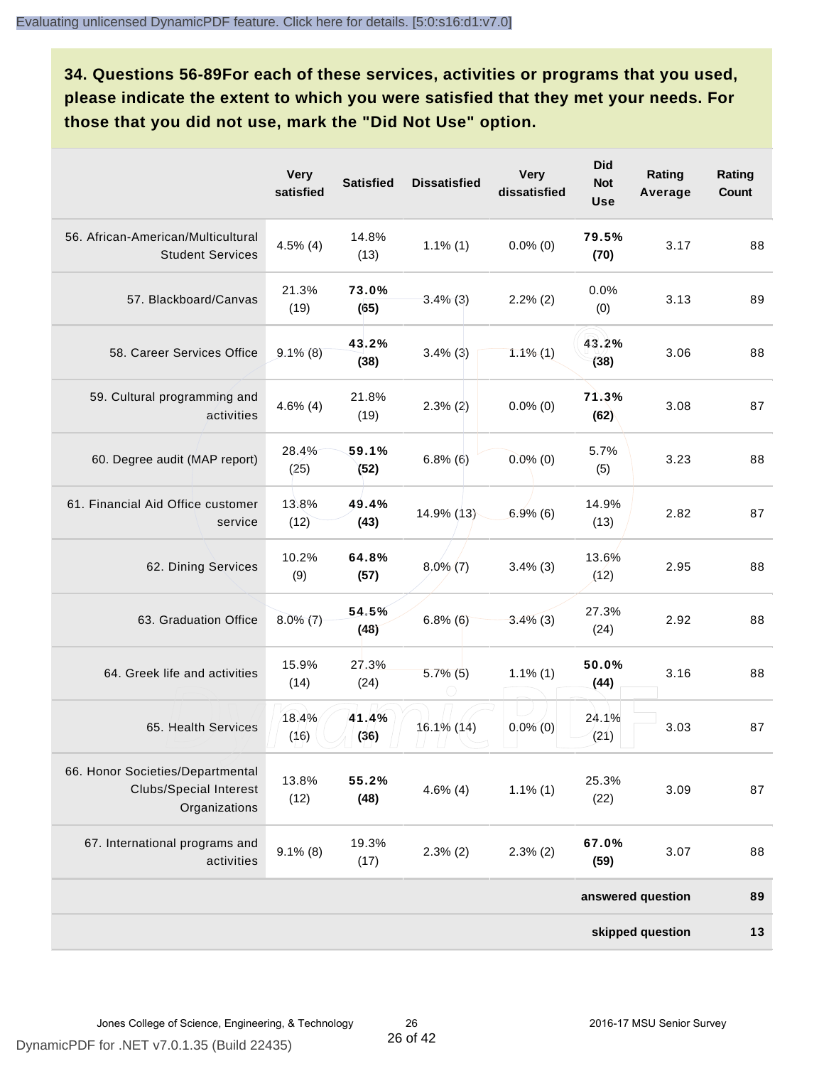### 34. Questions 56-89For each of these services, activities or programs that you used, please indicate the extent to which you were satisfied that they met your needs. For those that you did not use, mark the "Did Not Use" option.

| | Very satisfied | Satisfied | Dissatisfied | Very dissatisfied | Did Not Use | Rating Average | Rating Count |
|---|---|---|---|---|---|---|---|
| 56. African-American/Multicultural Student Services | 4.5% (4) | 14.8% (13) | 1.1% (1) | 0.0% (0) | **79.5% (70)** | 3.17 | 88 |
| 57. Blackboard/Canvas | 21.3% (19) | **73.0% (65)** | 3.4% (3) | 2.2% (2) | 0.0% (0) | 3.13 | 89 |
| 58. Career Services Office | 9.1% (8) | **43.2% (38)** | 3.4% (3) | 1.1% (1) | **43.2% (38)** | 3.06 | 88 |
| 59. Cultural programming and activities | 4.6% (4) | 21.8% (19) | 2.3% (2) | 0.0% (0) | **71.3% (62)** | 3.08 | 87 |
| 60. Degree audit (MAP report) | 28.4% (25) | **59.1% (52)** | 6.8% (6) | 0.0% (0) | 5.7% (5) | 3.23 | 88 |
| 61. Financial Aid Office customer service | 13.8% (12) | **49.4% (43)** | 14.9% (13) | 6.9% (6) | 14.9% (13) | 2.82 | 87 |
| 62. Dining Services | 10.2% (9) | **64.8% (57)** | 8.0% (7) | 3.4% (3) | 13.6% (12) | 2.95 | 88 |
| 63. Graduation Office | 8.0% (7) | **54.5% (48)** | 6.8% (6) | 3.4% (3) | 27.3% (24) | 2.92 | 88 |
| 64. Greek life and activities | 15.9% (14) | 27.3% (24) | 5.7% (5) | 1.1% (1) | **50.0% (44)** | 3.16 | 88 |
| 65. Health Services | 18.4% (16) | **41.4% (36)** | 16.1% (14) | 0.0% (0) | 24.1% (21) | 3.03 | 87 |
| 66. Honor Societies/Departmental Clubs/Special Interest Organizations | 13.8% (12) | **55.2% (48)** | 4.6% (4) | 1.1% (1) | 25.3% (22) | 3.09 | 87 |
| 67. International programs and activities | 9.1% (8) | 19.3% (17) | 2.3% (2) | 2.3% (2) | **67.0% (59)** | 3.07 | 88 |
| | | | | | | **answered question** | **89** |
| | | | | | | **skipped question** | **13** |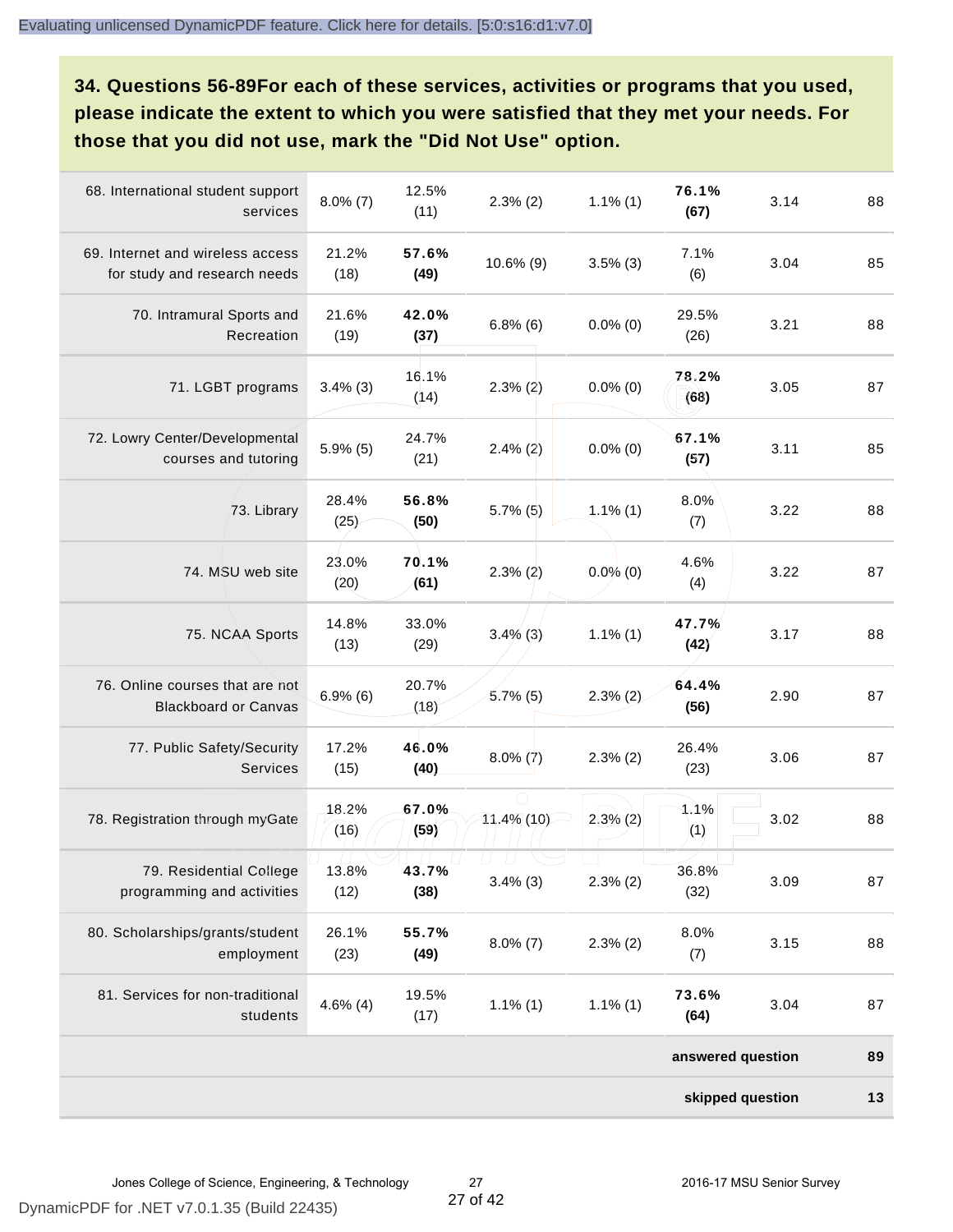### 34. Questions 56-89For each of these services, activities or programs that you used, please indicate the extent to which you were satisfied that they met your needs. For those that you did not use, mark the "Did Not Use" option.

| | | | | | | | |
|---|---|---|---|---|---|---|---|
| 68. International student support services | 8.0% (7) | 12.5% (11) | 2.3% (2) | 1.1% (1) | **76.1% (67)** | 3.14 | 88 |
| 69. Internet and wireless access for study and research needs | 21.2% (18) | **57.6% (49)** | 10.6% (9) | 3.5% (3) | 7.1% (6) | 3.04 | 85 |
| 70. Intramural Sports and Recreation | 21.6% (19) | **42.0% (37)** | 6.8% (6) | 0.0% (0) | 29.5% (26) | 3.21 | 88 |
| 71. LGBT programs | 3.4% (3) | 16.1% (14) | 2.3% (2) | 0.0% (0) | **78.2% (68)** | 3.05 | 87 |
| 72. Lowry Center/Developmental courses and tutoring | 5.9% (5) | 24.7% (21) | 2.4% (2) | 0.0% (0) | **67.1% (57)** | 3.11 | 85 |
| 73. Library | 28.4% (25) | **56.8% (50)** | 5.7% (5) | 1.1% (1) | 8.0% (7) | 3.22 | 88 |
| 74. MSU web site | 23.0% (20) | **70.1% (61)** | 2.3% (2) | 0.0% (0) | 4.6% (4) | 3.22 | 87 |
| 75. NCAA Sports | 14.8% (13) | 33.0% (29) | 3.4% (3) | 1.1% (1) | **47.7% (42)** | 3.17 | 88 |
| 76. Online courses that are not Blackboard or Canvas | 6.9% (6) | 20.7% (18) | 5.7% (5) | 2.3% (2) | **64.4% (56)** | 2.90 | 87 |
| 77. Public Safety/Security Services | 17.2% (15) | **46.0% (40)** | 8.0% (7) | 2.3% (2) | 26.4% (23) | 3.06 | 87 |
| 78. Registration through myGate | 18.2% (16) | **67.0% (59)** | 11.4% (10) | 2.3% (2) | 1.1% (1) | 3.02 | 88 |
| 79. Residential College programming and activities | 13.8% (12) | **43.7% (38)** | 3.4% (3) | 2.3% (2) | 36.8% (32) | 3.09 | 87 |
| 80. Scholarships/grants/student employment | 26.1% (23) | **55.7% (49)** | 8.0% (7) | 2.3% (2) | 8.0% (7) | 3.15 | 88 |
| 81. Services for non-traditional students | 4.6% (4) | 19.5% (17) | 1.1% (1) | 1.1% (1) | **73.6% (64)** | 3.04 | 87 |
| | | | | | | **answered question** | **89** |
| | | | | | | **skipped question** | **13** |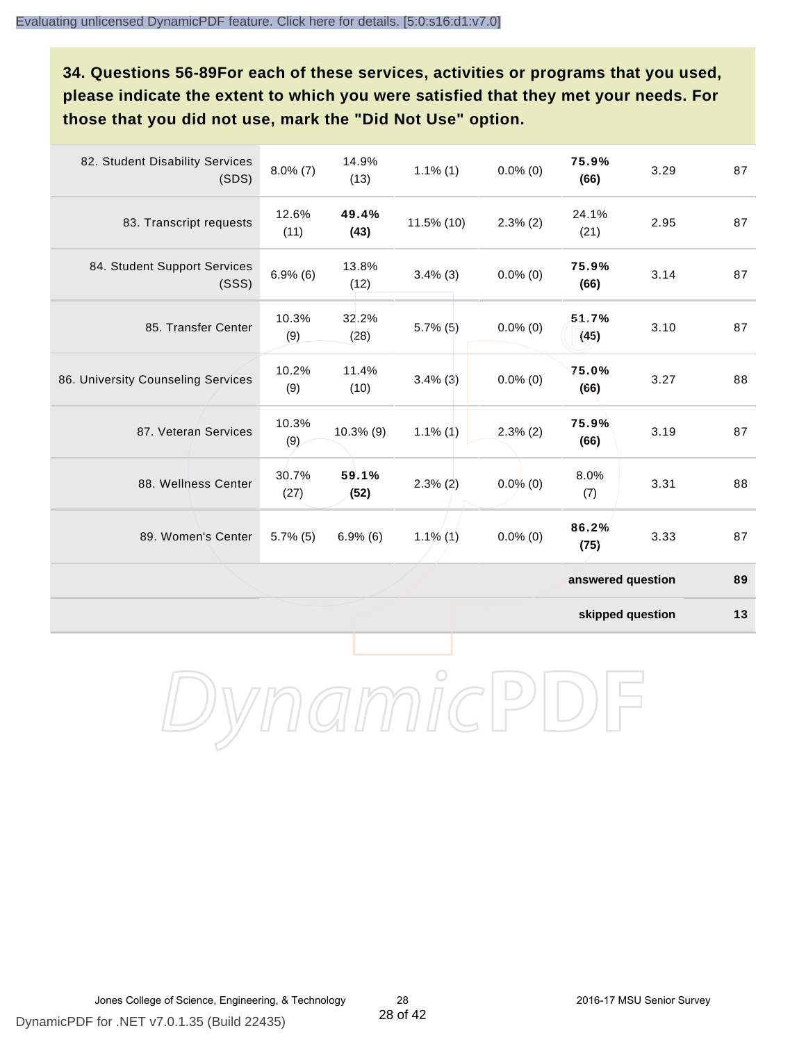**34. Questions 56-89For each of these services, activities or programs that you used, please indicate the extent to which you were satisfied that they met your needs. For those that you did not use, mark the "Did Not Use" option.**

| | | | | | | | |
|---|---|---|---|---|---|---|---|
| 82. Student Disability Services (SDS) | 8.0% (7) | 14.9% (13) | 1.1% (1) | 0.0% (0) | **75.9% (66)** | 3.29 | 87 |
| 83. Transcript requests | 12.6% (11) | **49.4% (43)** | 11.5% (10) | 2.3% (2) | 24.1% (21) | 2.95 | 87 |
| 84. Student Support Services (SSS) | 6.9% (6) | 13.8% (12) | 3.4% (3) | 0.0% (0) | **75.9% (66)** | 3.14 | 87 |
| 85. Transfer Center | 10.3% (9) | 32.2% (28) | 5.7% (5) | 0.0% (0) | **51.7% (45)** | 3.10 | 87 |
| 86. University Counseling Services | 10.2% (9) | 11.4% (10) | 3.4% (3) | 0.0% (0) | **75.0% (66)** | 3.27 | 88 |
| 87. Veteran Services | 10.3% (9) | 10.3% (9) | 1.1% (1) | 2.3% (2) | **75.9% (66)** | 3.19 | 87 |
| 88. Wellness Center | 30.7% (27) | **59.1% (52)** | 2.3% (2) | 0.0% (0) | 8.0% (7) | 3.31 | 88 |
| 89. Women's Center | 5.7% (5) | 6.9% (6) | 1.1% (1) | 0.0% (0) | **86.2% (75)** | 3.33 | 87 |
| | | | | | | **answered question** | **89** |
| | | | | | | **skipped question** | **13** |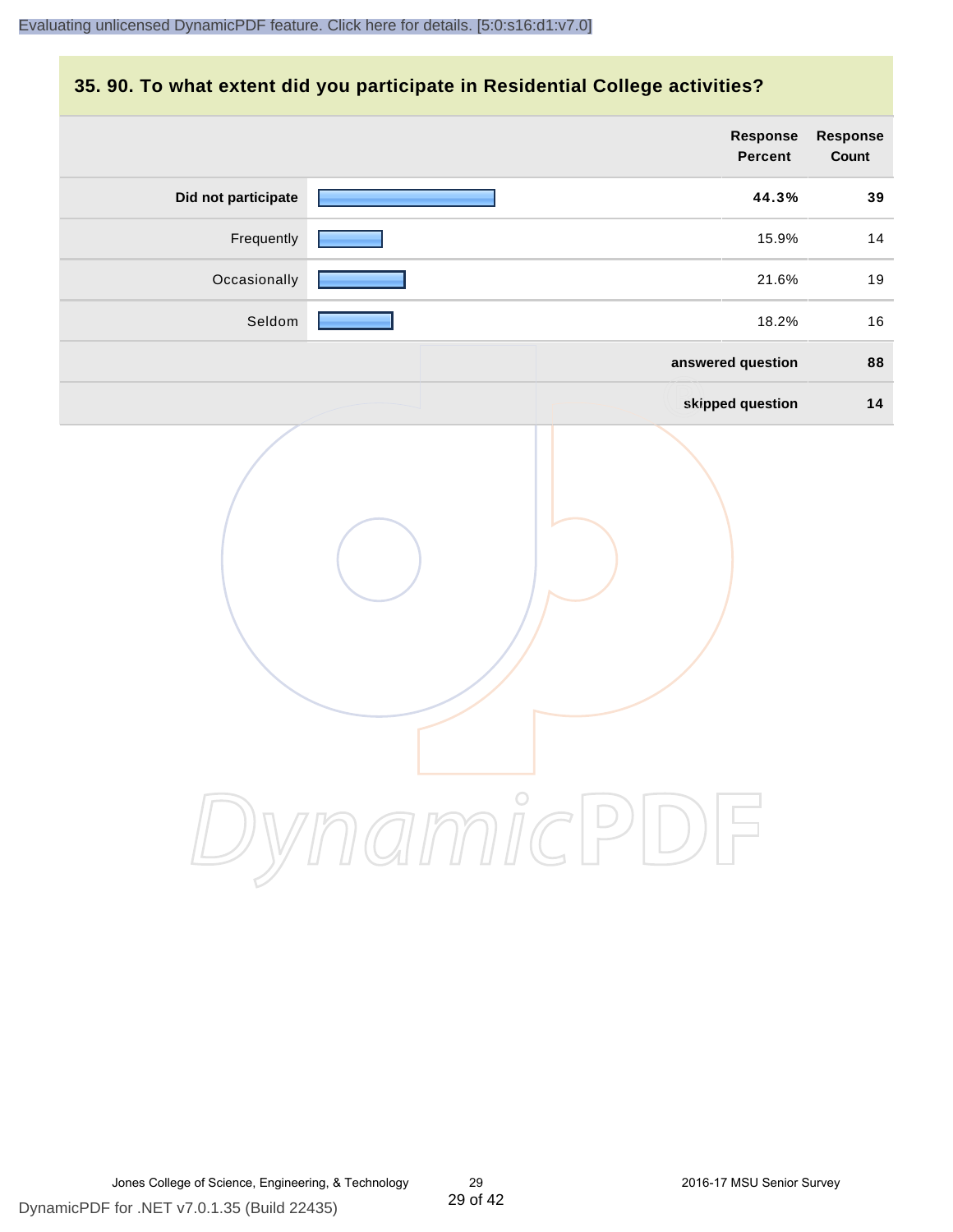## 35. 90. To what extent did you participate in Residential College activities?

| | Response Percent | Response Count |
|---|---|---|
| **Did not participate** | **44.3%** | **39** |
| Frequently | 15.9% | 14 |
| Occasionally | 21.6% | 19 |
| Seldom | 18.2% | 16 |
| | **answered question** | **88** |
| | **skipped question** | **14** |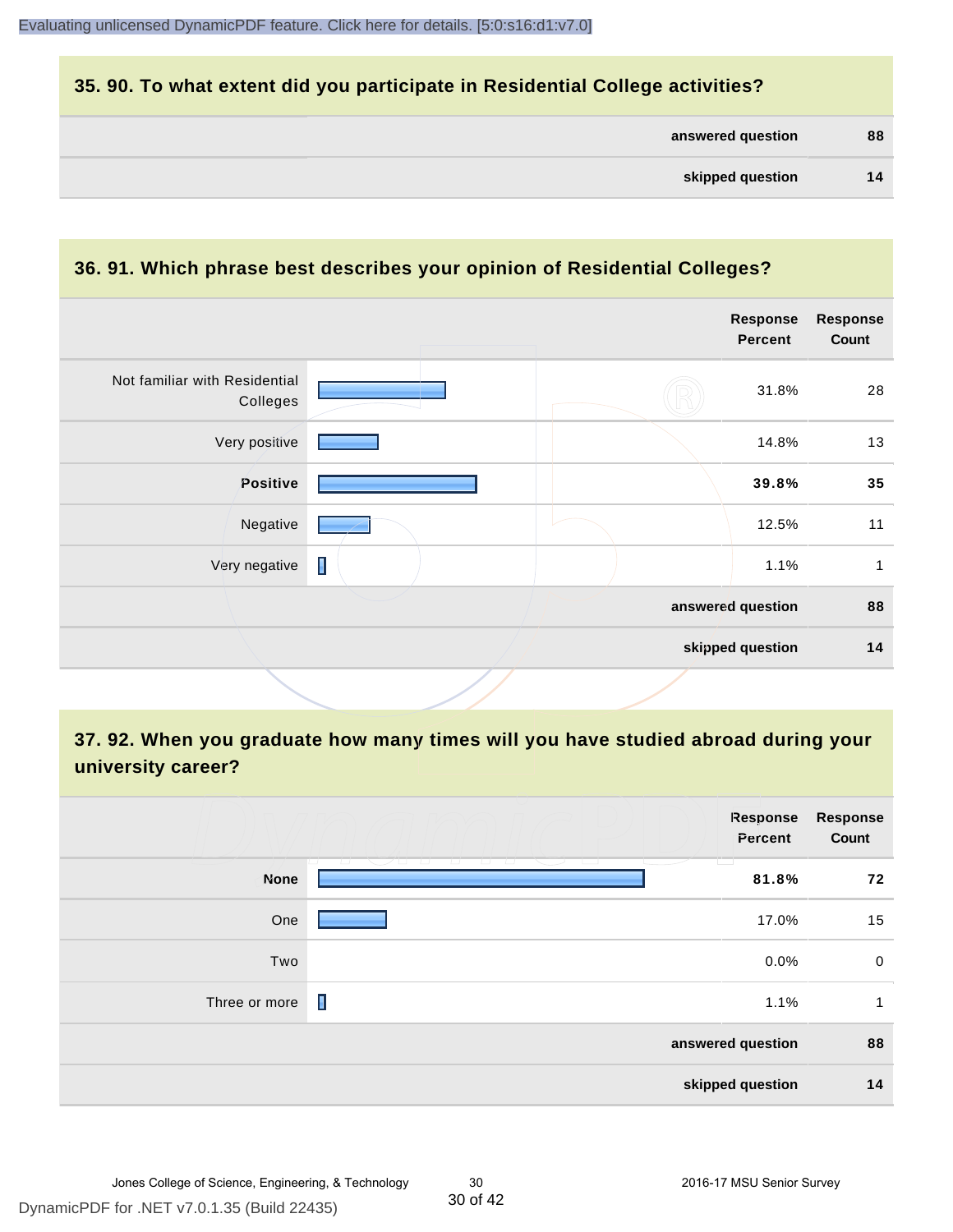## 35. 90. To what extent did you participate in Residential College activities?

| | |
|---|---|
| answered question | 88 |
| skipped question | 14 |

## 36. 91. Which phrase best describes your opinion of Residential Colleges?

| | Response Percent | Response Count |
|---|---|---|
| Not familiar with Residential Colleges | 31.8% | 28 |
| Very positive | 14.8% | 13 |
| **Positive** | **39.8%** | **35** |
| Negative | 12.5% | 11 |
| Very negative | 1.1% | 1 |
| answered question | | 88 |
| skipped question | | 14 |

## 37. 92. When you graduate how many times will you have studied abroad during your university career?

| | Response Percent | Response Count |
|---|---|---|
| **None** | **81.8%** | **72** |
| One | 17.0% | 15 |
| Two | 0.0% | 0 |
| Three or more | 1.1% | 1 |
| answered question | | 88 |
| skipped question | | 14 |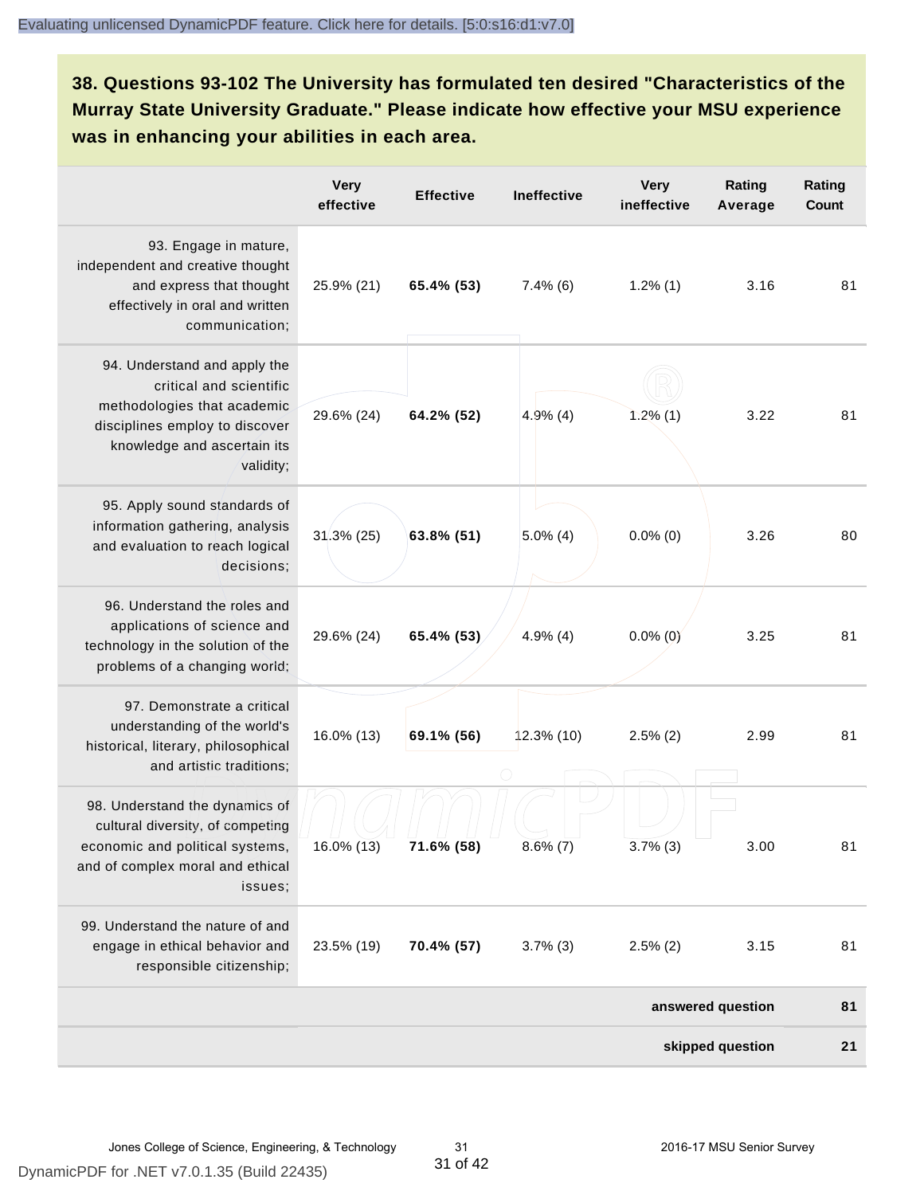**38. Questions 93-102 The University has formulated ten desired "Characteristics of the Murray State University Graduate." Please indicate how effective your MSU experience was in enhancing your abilities in each area.**

| | Very effective | Effective | Ineffective | Very ineffective | Rating Average | Rating Count |
|---|---|---|---|---|---|---|
| 93. Engage in mature, independent and creative thought and express that thought effectively in oral and written communication; | 25.9% (21) | **65.4% (53)** | 7.4% (6) | 1.2% (1) | 3.16 | 81 |
| 94. Understand and apply the critical and scientific methodologies that academic disciplines employ to discover knowledge and ascertain its validity; | 29.6% (24) | **64.2% (52)** | 4.9% (4) | 1.2% (1) | 3.22 | 81 |
| 95. Apply sound standards of information gathering, analysis and evaluation to reach logical decisions; | 31.3% (25) | **63.8% (51)** | 5.0% (4) | 0.0% (0) | 3.26 | 80 |
| 96. Understand the roles and applications of science and technology in the solution of the problems of a changing world; | 29.6% (24) | **65.4% (53)** | 4.9% (4) | 0.0% (0) | 3.25 | 81 |
| 97. Demonstrate a critical understanding of the world's historical, literary, philosophical and artistic traditions; | 16.0% (13) | **69.1% (56)** | 12.3% (10) | 2.5% (2) | 2.99 | 81 |
| 98. Understand the dynamics of cultural diversity, of competing economic and political systems, and of complex moral and ethical issues; | 16.0% (13) | **71.6% (58)** | 8.6% (7) | 3.7% (3) | 3.00 | 81 |
| 99. Understand the nature of and engage in ethical behavior and responsible citizenship; | 23.5% (19) | **70.4% (57)** | 3.7% (3) | 2.5% (2) | 3.15 | 81 |
| | | | | | **answered question** | **81** |
| | | | | | **skipped question** | **21** |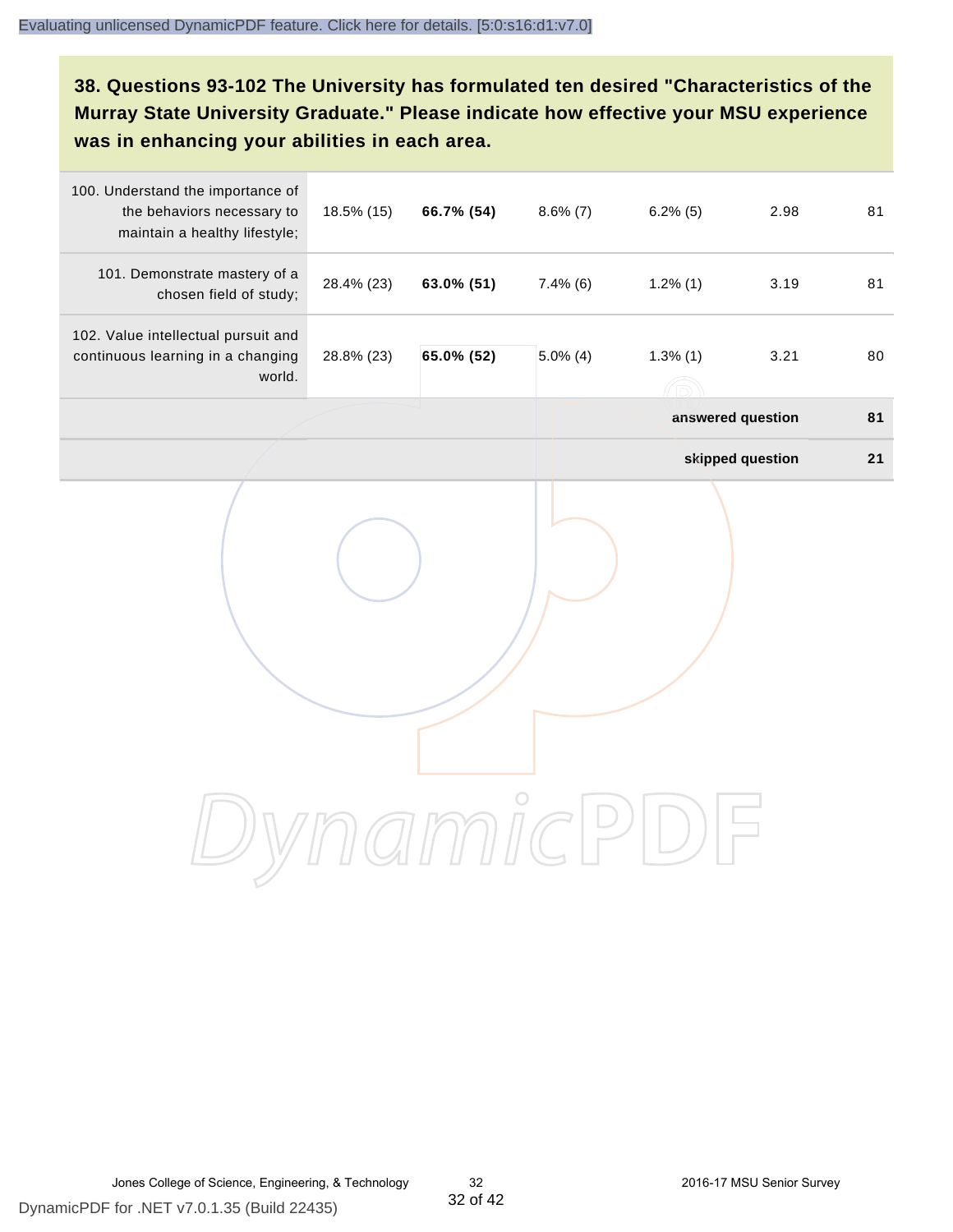## 38. Questions 93-102 The University has formulated ten desired "Characteristics of the Murray State University Graduate." Please indicate how effective your MSU experience was in enhancing your abilities in each area.

| | | | | | | |
|---|---|---|---|---|---|---|
| 100. Understand the importance of the behaviors necessary to maintain a healthy lifestyle; | 18.5% (15) | **66.7% (54)** | 8.6% (7) | 6.2% (5) | 2.98 | 81 |
| 101. Demonstrate mastery of a chosen field of study; | 28.4% (23) | **63.0% (51)** | 7.4% (6) | 1.2% (1) | 3.19 | 81 |
| 102. Value intellectual pursuit and continuous learning in a changing world. | 28.8% (23) | **65.0% (52)** | 5.0% (4) | 1.3% (1) | 3.21 | 80 |
| | | | | | **answered question** | **81** |
| | | | | | **skipped question** | **21** |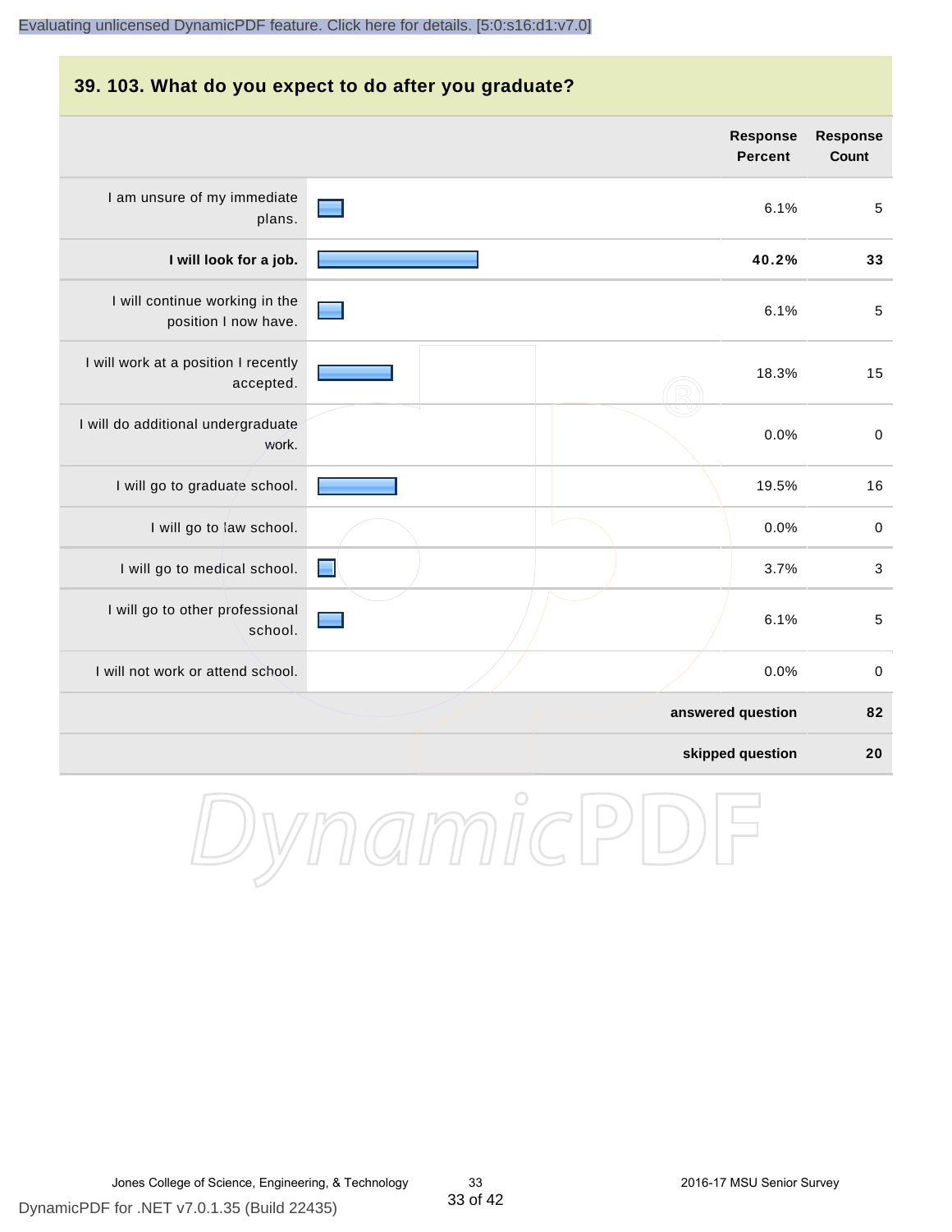## 39. 103. What do you expect to do after you graduate?

| | Response Percent | Response Count |
|---|---|---|
| I am unsure of my immediate plans. | 6.1% | 5 |
| **I will look for a job.** | **40.2%** | **33** |
| I will continue working in the position I now have. | 6.1% | 5 |
| I will work at a position I recently accepted. | 18.3% | 15 |
| I will do additional undergraduate work. | 0.0% | 0 |
| I will go to graduate school. | 19.5% | 16 |
| I will go to law school. | 0.0% | 0 |
| I will go to medical school. | 3.7% | 3 |
| I will go to other professional school. | 6.1% | 5 |
| I will not work or attend school. | 0.0% | 0 |
| | **answered question** | **82** |
| | **skipped question** | **20** |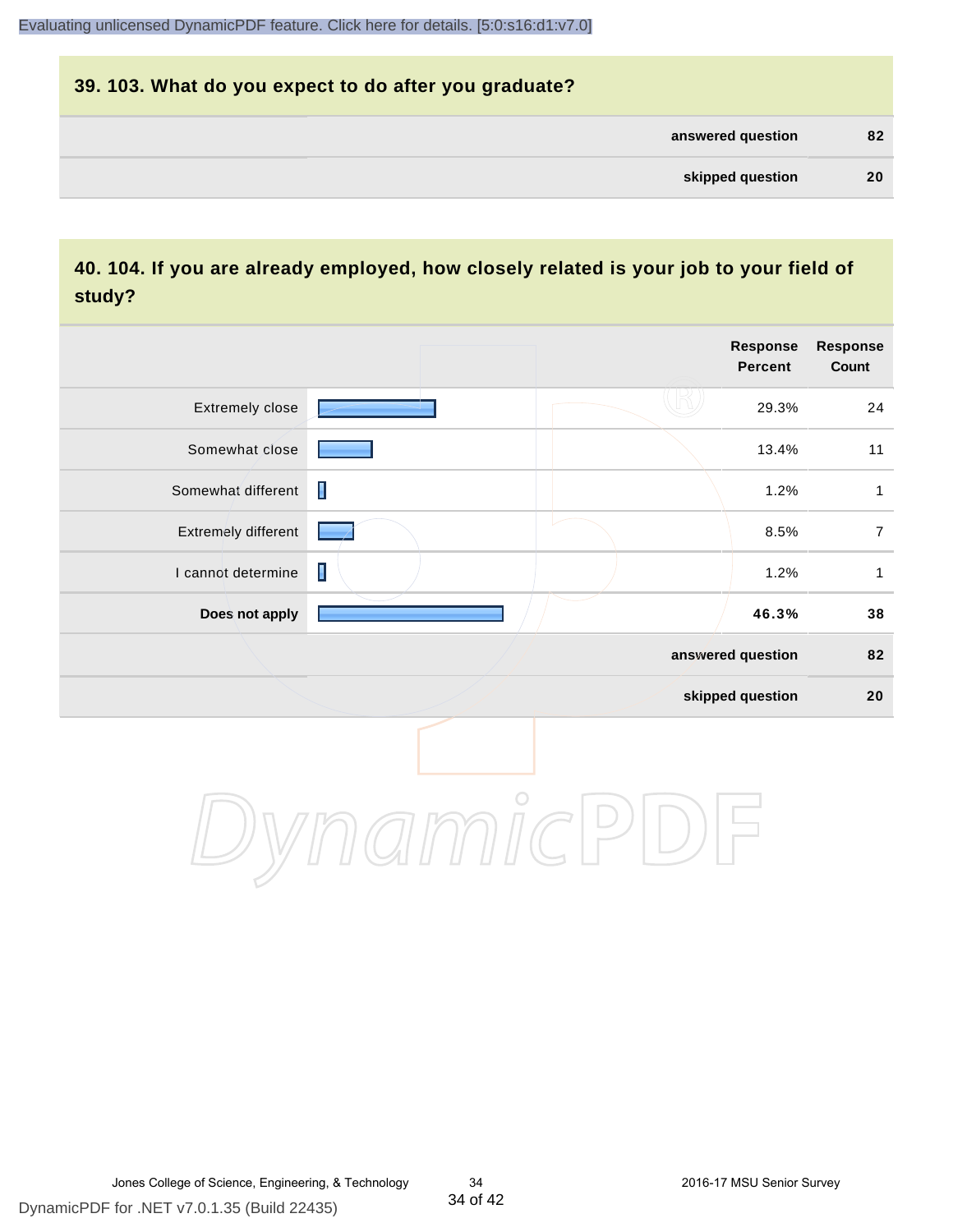## 39. 103. What do you expect to do after you graduate?

| | |
|---|---|
| answered question | 82 |
| skipped question | 20 |

## 40. 104. If you are already employed, how closely related is your job to your field of study?

| | Response Percent | Response Count |
|---|---|---|
| Extremely close | 29.3% | 24 |
| Somewhat close | 13.4% | 11 |
| Somewhat different | 1.2% | 1 |
| Extremely different | 8.5% | 7 |
| I cannot determine | 1.2% | 1 |
| **Does not apply** | **46.3%** | **38** |
| answered question | | 82 |
| skipped question | | 20 |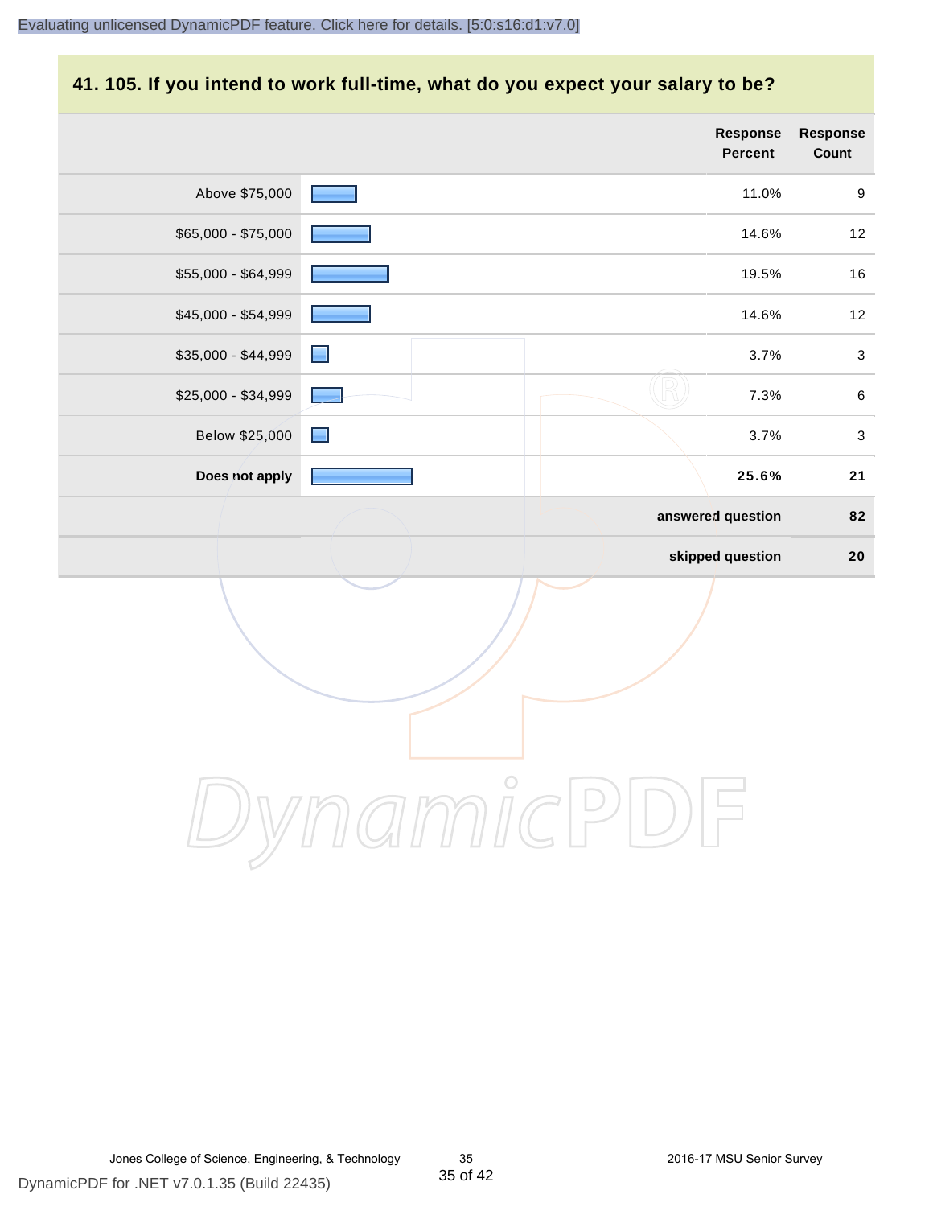## 41. 105. If you intend to work full-time, what do you expect your salary to be?

| | Response Percent | Response Count |
|---|---|---|
| Above $75,000 | 11.0% | 9 |
| $65,000 - $75,000 | 14.6% | 12 |
| $55,000 - $64,999 | 19.5% | 16 |
| $45,000 - $54,999 | 14.6% | 12 |
| $35,000 - $44,999 | 3.7% | 3 |
| $25,000 - $34,999 | 7.3% | 6 |
| Below $25,000 | 3.7% | 3 |
| **Does not apply** | **25.6%** | **21** |
| | **answered question** | **82** |
| | **skipped question** | **20** |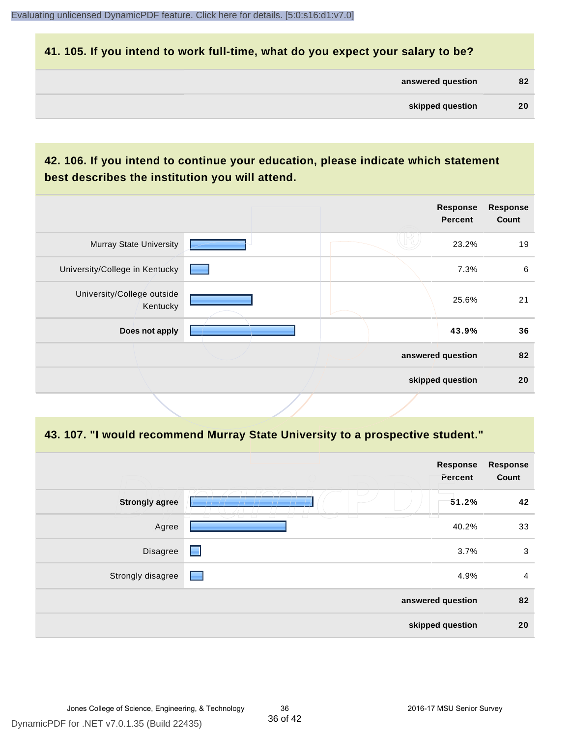## 41. 105. If you intend to work full-time, what do you expect your salary to be?

| | |
|---|---|
| **answered question** | **82** |
| **skipped question** | **20** |

## 42. 106. If you intend to continue your education, please indicate which statement best describes the institution you will attend.

| | Response Percent | Response Count |
|---|---|---|
| Murray State University | 23.2% | 19 |
| University/College in Kentucky | 7.3% | 6 |
| University/College outside Kentucky | 25.6% | 21 |
| **Does not apply** | **43.9%** | **36** |
| **answered question** | | **82** |
| **skipped question** | | **20** |

## 43. 107. "I would recommend Murray State University to a prospective student."

| | Response Percent | Response Count |
|---|---|---|
| **Strongly agree** | **51.2%** | **42** |
| Agree | 40.2% | 33 |
| Disagree | 3.7% | 3 |
| Strongly disagree | 4.9% | 4 |
| **answered question** | | **82** |
| **skipped question** | | **20** |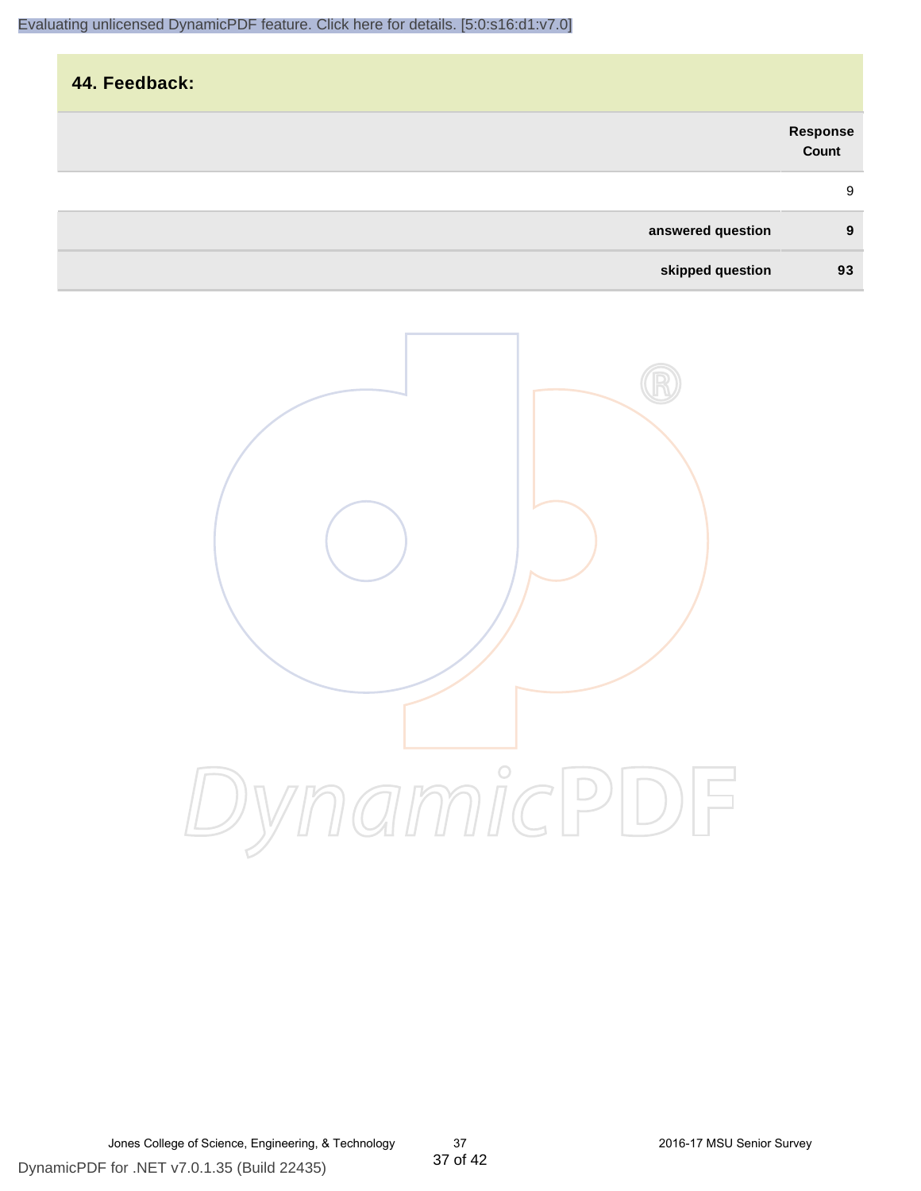## 44. Feedback:

| | Response Count |
|---|---|
| | 9 |
| **answered question** | **9** |
| **skipped question** | **93** |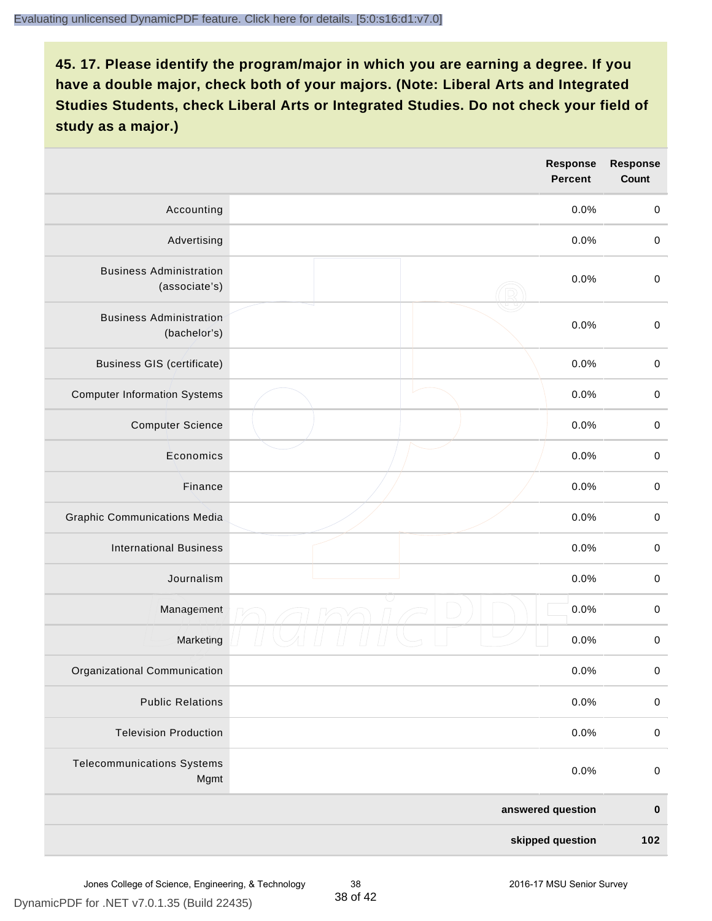**45. 17. Please identify the program/major in which you are earning a degree. If you have a double major, check both of your majors. (Note: Liberal Arts and Integrated Studies Students, check Liberal Arts or Integrated Studies. Do not check your field of study as a major.)**

| | Response Percent | Response Count |
|---|---|---|
| Accounting | 0.0% | 0 |
| Advertising | 0.0% | 0 |
| Business Administration (associate's) | 0.0% | 0 |
| Business Administration (bachelor's) | 0.0% | 0 |
| Business GIS (certificate) | 0.0% | 0 |
| Computer Information Systems | 0.0% | 0 |
| Computer Science | 0.0% | 0 |
| Economics | 0.0% | 0 |
| Finance | 0.0% | 0 |
| Graphic Communications Media | 0.0% | 0 |
| International Business | 0.0% | 0 |
| Journalism | 0.0% | 0 |
| Management | 0.0% | 0 |
| Marketing | 0.0% | 0 |
| Organizational Communication | 0.0% | 0 |
| Public Relations | 0.0% | 0 |
| Television Production | 0.0% | 0 |
| Telecommunications Systems Mgmt | 0.0% | 0 |
| | **answered question** | **0** |
| | **skipped question** | **102** |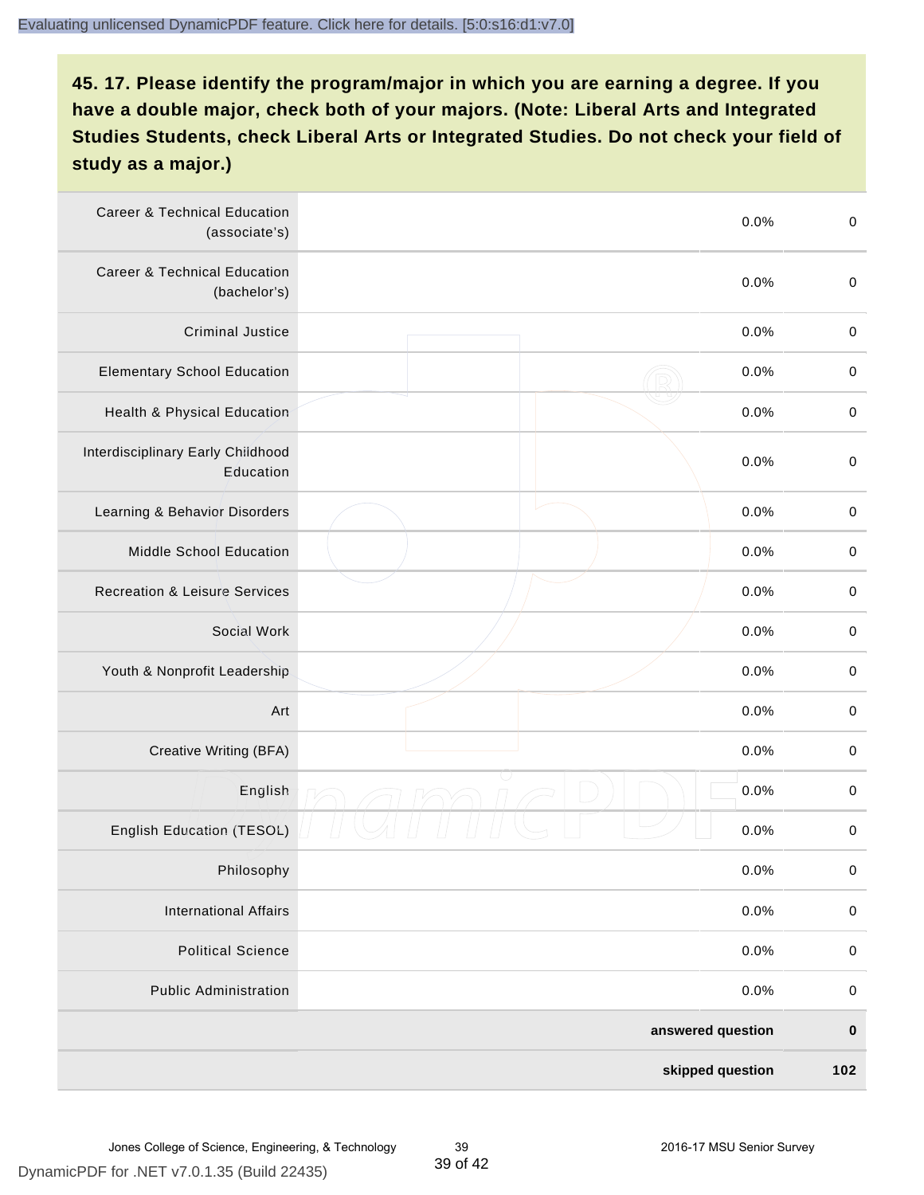### 45. 17. Please identify the program/major in which you are earning a degree. If you have a double major, check both of your majors. (Note: Liberal Arts and Integrated Studies Students, check Liberal Arts or Integrated Studies. Do not check your field of study as a major.)

| | | | |
|---|---|---|---|
| Career & Technical Education (associate's) | | 0.0% | 0 |
| Career & Technical Education (bachelor's) | | 0.0% | 0 |
| Criminal Justice | | 0.0% | 0 |
| Elementary School Education | | 0.0% | 0 |
| Health & Physical Education | | 0.0% | 0 |
| Interdisciplinary Early Childhood Education | | 0.0% | 0 |
| Learning & Behavior Disorders | | 0.0% | 0 |
| Middle School Education | | 0.0% | 0 |
| Recreation & Leisure Services | | 0.0% | 0 |
| Social Work | | 0.0% | 0 |
| Youth & Nonprofit Leadership | | 0.0% | 0 |
| Art | | 0.0% | 0 |
| Creative Writing (BFA) | | 0.0% | 0 |
| English | | 0.0% | 0 |
| English Education (TESOL) | | 0.0% | 0 |
| Philosophy | | 0.0% | 0 |
| International Affairs | | 0.0% | 0 |
| Political Science | | 0.0% | 0 |
| Public Administration | | 0.0% | 0 |
| | | **answered question** | **0** |
| | | **skipped question** | **102** |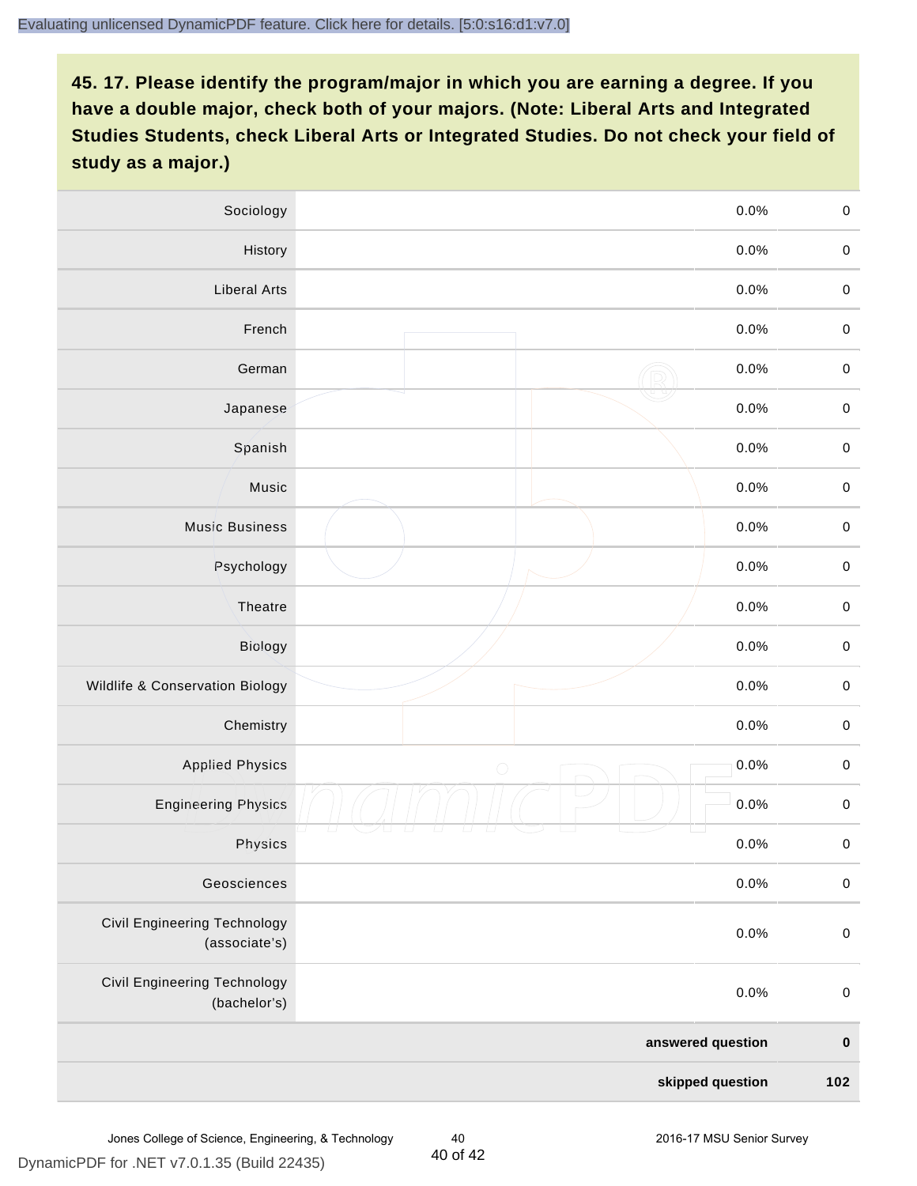**45. 17. Please identify the program/major in which you are earning a degree. If you have a double major, check both of your majors. (Note: Liberal Arts and Integrated Studies Students, check Liberal Arts or Integrated Studies. Do not check your field of study as a major.)**

| | | | |
|---|---|---|---|
| Sociology | | 0.0% | 0 |
| History | | 0.0% | 0 |
| Liberal Arts | | 0.0% | 0 |
| French | | 0.0% | 0 |
| German | | 0.0% | 0 |
| Japanese | | 0.0% | 0 |
| Spanish | | 0.0% | 0 |
| Music | | 0.0% | 0 |
| Music Business | | 0.0% | 0 |
| Psychology | | 0.0% | 0 |
| Theatre | | 0.0% | 0 |
| Biology | | 0.0% | 0 |
| Wildlife & Conservation Biology | | 0.0% | 0 |
| Chemistry | | 0.0% | 0 |
| Applied Physics | | 0.0% | 0 |
| Engineering Physics | | 0.0% | 0 |
| Physics | | 0.0% | 0 |
| Geosciences | | 0.0% | 0 |
| Civil Engineering Technology (associate's) | | 0.0% | 0 |
| Civil Engineering Technology (bachelor's) | | 0.0% | 0 |
| | | **answered question** | **0** |
| | | **skipped question** | **102** |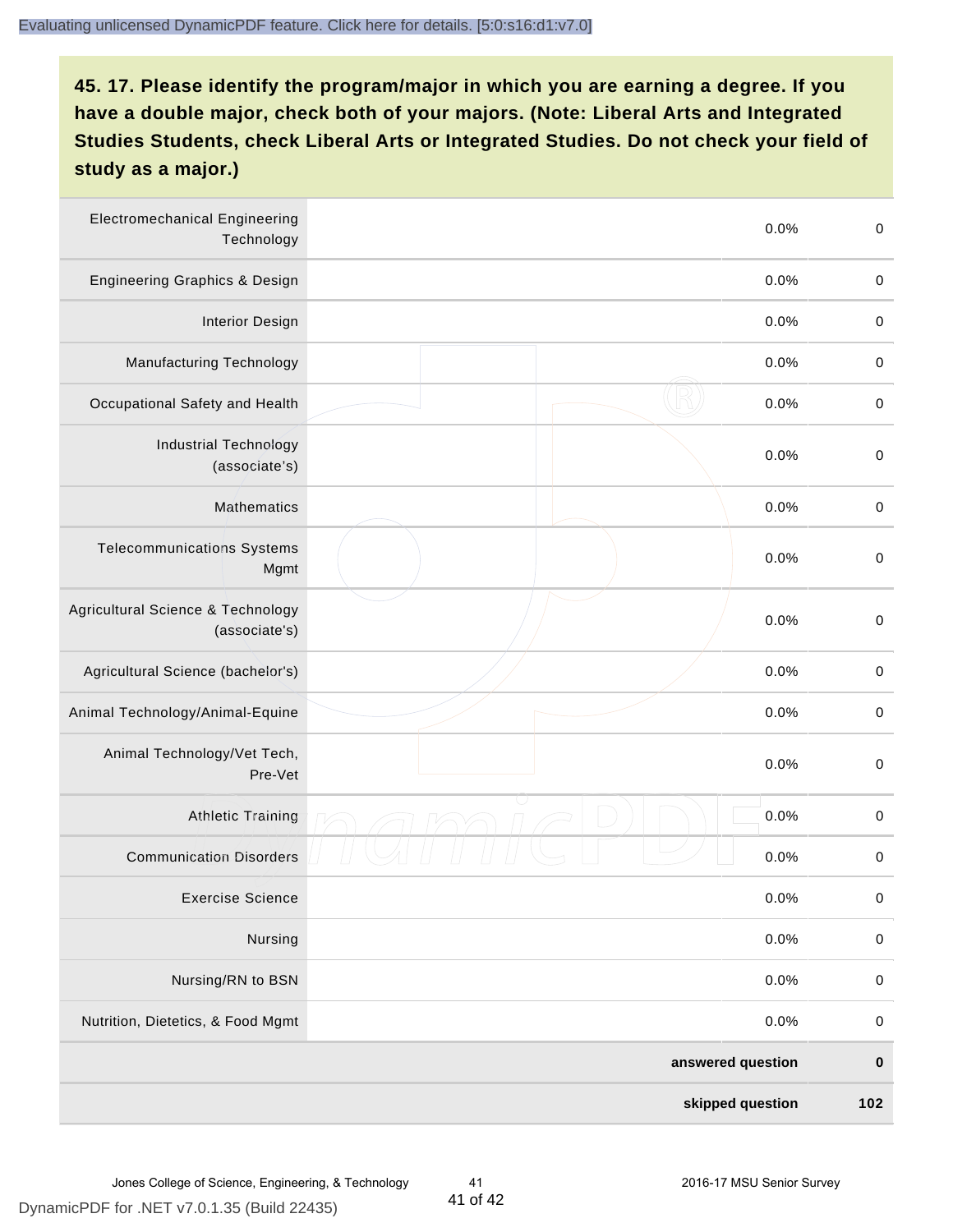## 45. 17. Please identify the program/major in which you are earning a degree. If you have a double major, check both of your majors. (Note: Liberal Arts and Integrated Studies Students, check Liberal Arts or Integrated Studies. Do not check your field of study as a major.)

| | | | |
|---|---|---|---|
| Electromechanical Engineering Technology | | 0.0% | 0 |
| Engineering Graphics & Design | | 0.0% | 0 |
| Interior Design | | 0.0% | 0 |
| Manufacturing Technology | | 0.0% | 0 |
| Occupational Safety and Health | | 0.0% | 0 |
| Industrial Technology (associate's) | | 0.0% | 0 |
| Mathematics | | 0.0% | 0 |
| Telecommunications Systems Mgmt | | 0.0% | 0 |
| Agricultural Science & Technology (associate's) | | 0.0% | 0 |
| Agricultural Science (bachelor's) | | 0.0% | 0 |
| Animal Technology/Animal-Equine | | 0.0% | 0 |
| Animal Technology/Vet Tech, Pre-Vet | | 0.0% | 0 |
| Athletic Training | | 0.0% | 0 |
| Communication Disorders | | 0.0% | 0 |
| Exercise Science | | 0.0% | 0 |
| Nursing | | 0.0% | 0 |
| Nursing/RN to BSN | | 0.0% | 0 |
| Nutrition, Dietetics, & Food Mgmt | | 0.0% | 0 |
| | | **answered question** | **0** |
| | | **skipped question** | **102** |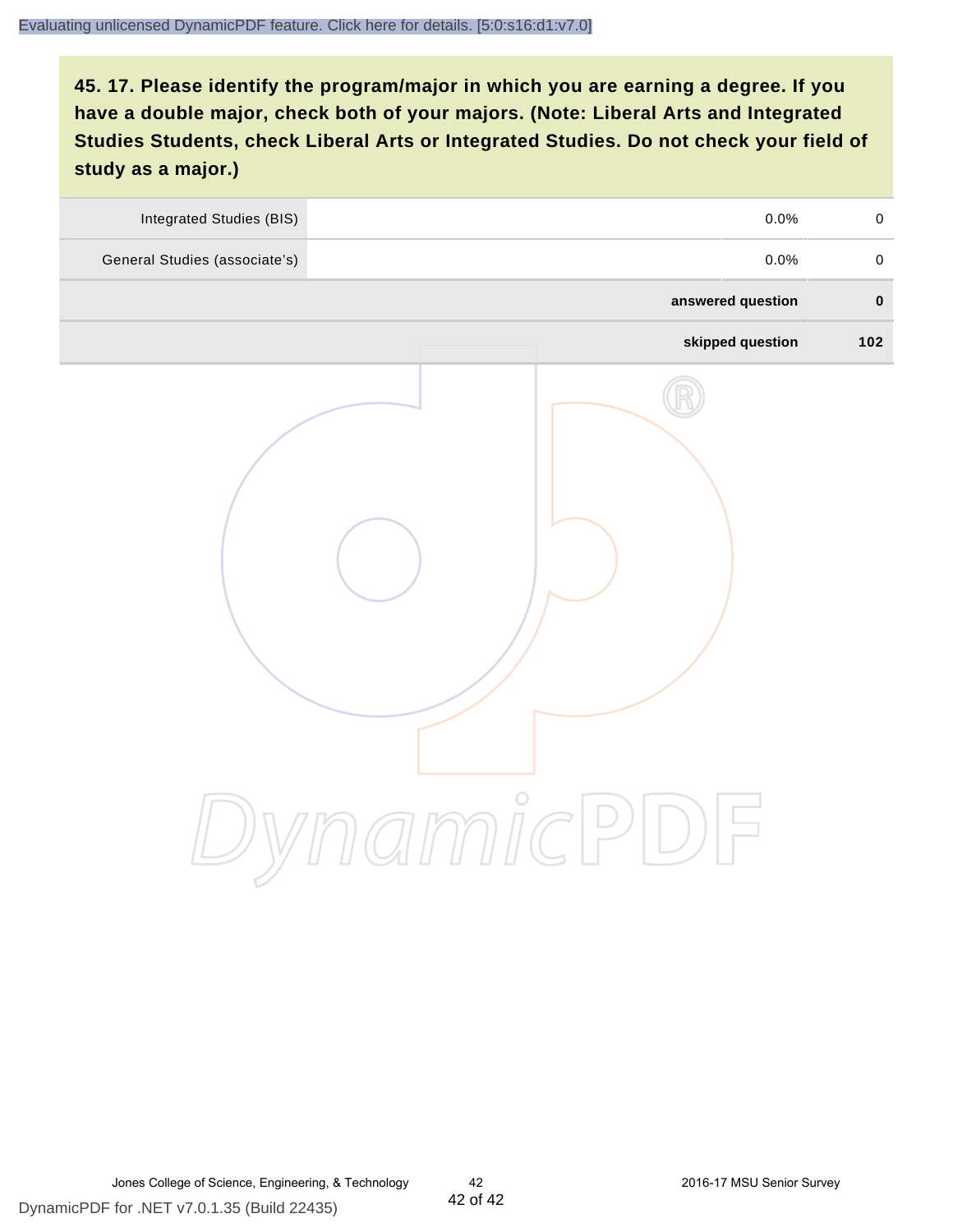**45. 17. Please identify the program/major in which you are earning a degree. If you have a double major, check both of your majors. (Note: Liberal Arts and Integrated Studies Students, check Liberal Arts or Integrated Studies. Do not check your field of study as a major.)**

| | | | |
|---|---|---|---|
| Integrated Studies (BIS) | | 0.0% | 0 |
| General Studies (associate's) | | 0.0% | 0 |
| | | **answered question** | **0** |
| | | **skipped question** | **102** |